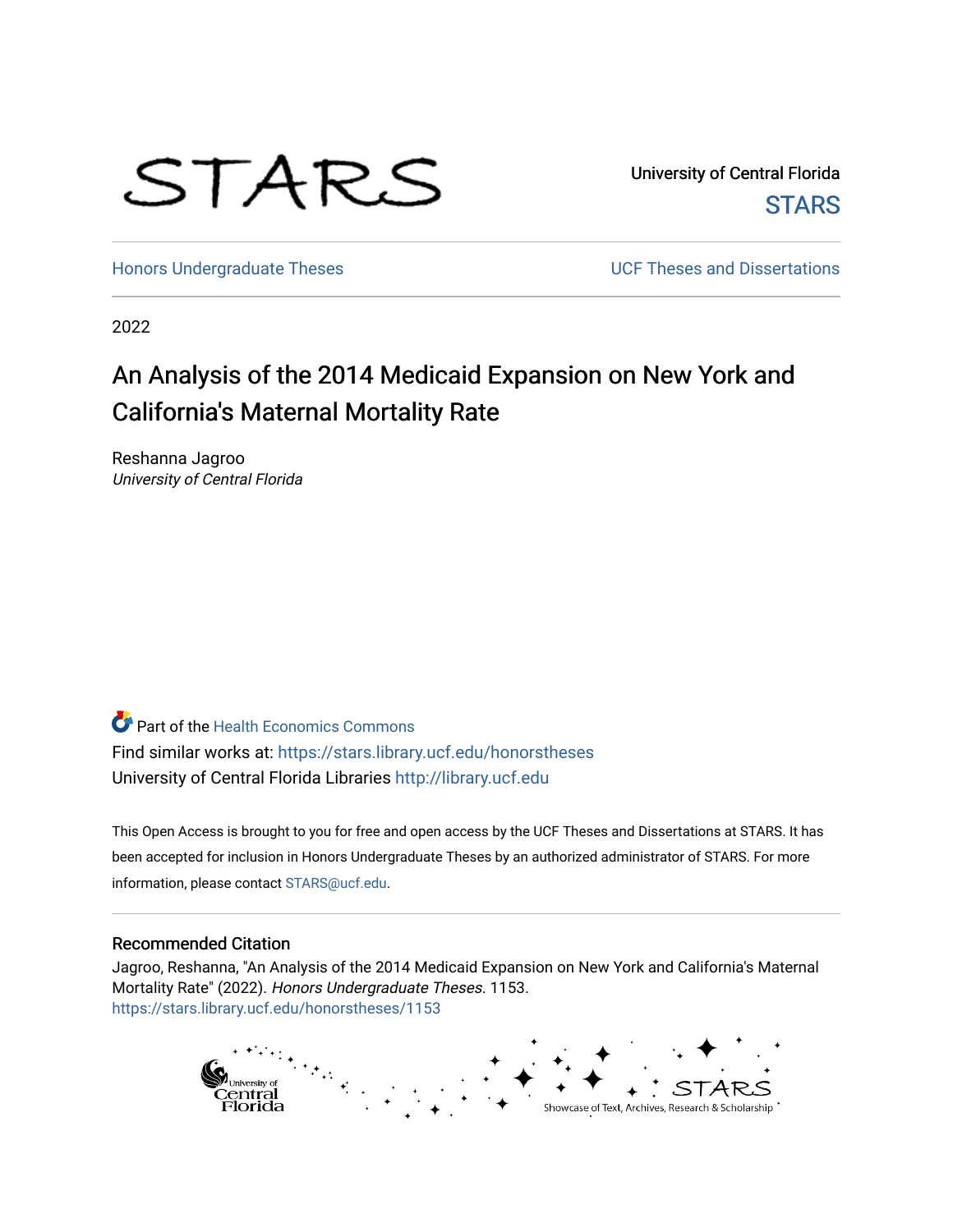STARS

University of Central Florida
STARS

Honors Undergraduate Theses

UCF Theses and Dissertations

2022

# An Analysis of the 2014 Medicaid Expansion on New York and California's Maternal Mortality Rate

Reshanna Jagroo
*University of Central Florida*

Part of the Health Economics Commons
Find similar works at: https://stars.library.ucf.edu/honorstheses
University of Central Florida Libraries http://library.ucf.edu

This Open Access is brought to you for free and open access by the UCF Theses and Dissertations at STARS. It has been accepted for inclusion in Honors Undergraduate Theses by an authorized administrator of STARS. For more information, please contact STARS@ucf.edu.

## Recommended Citation

Jagroo, Reshanna, "An Analysis of the 2014 Medicaid Expansion on New York and California's Maternal Mortality Rate" (2022). *Honors Undergraduate Theses*. 1153.
https://stars.library.ucf.edu/honorstheses/1153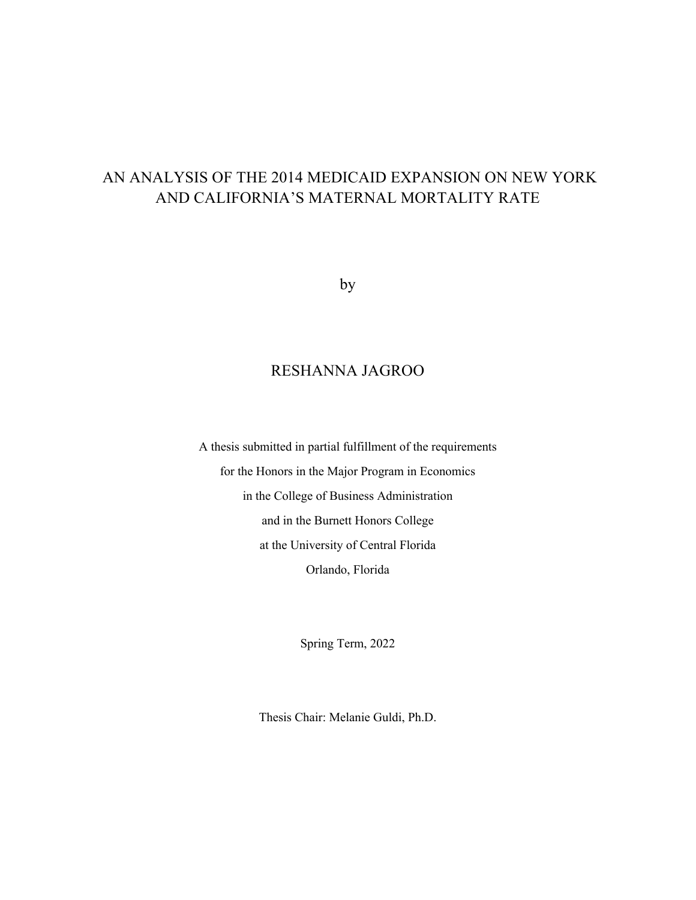# AN ANALYSIS OF THE 2014 MEDICAID EXPANSION ON NEW YORK AND CALIFORNIA'S MATERNAL MORTALITY RATE

by

RESHANNA JAGROO

A thesis submitted in partial fulfillment of the requirements
for the Honors in the Major Program in Economics
in the College of Business Administration
and in the Burnett Honors College
at the University of Central Florida
Orlando, Florida

Spring Term, 2022

Thesis Chair: Melanie Guldi, Ph.D.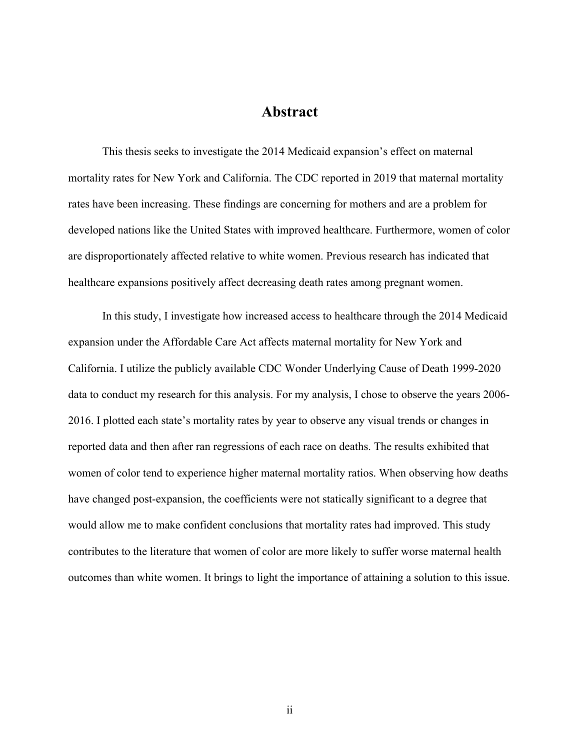# Abstract

This thesis seeks to investigate the 2014 Medicaid expansion's effect on maternal mortality rates for New York and California. The CDC reported in 2019 that maternal mortality rates have been increasing. These findings are concerning for mothers and are a problem for developed nations like the United States with improved healthcare. Furthermore, women of color are disproportionately affected relative to white women. Previous research has indicated that healthcare expansions positively affect decreasing death rates among pregnant women.

In this study, I investigate how increased access to healthcare through the 2014 Medicaid expansion under the Affordable Care Act affects maternal mortality for New York and California. I utilize the publicly available CDC Wonder Underlying Cause of Death 1999-2020 data to conduct my research for this analysis. For my analysis, I chose to observe the years 2006-2016. I plotted each state's mortality rates by year to observe any visual trends or changes in reported data and then after ran regressions of each race on deaths. The results exhibited that women of color tend to experience higher maternal mortality ratios. When observing how deaths have changed post-expansion, the coefficients were not statically significant to a degree that would allow me to make confident conclusions that mortality rates had improved. This study contributes to the literature that women of color are more likely to suffer worse maternal health outcomes than white women. It brings to light the importance of attaining a solution to this issue.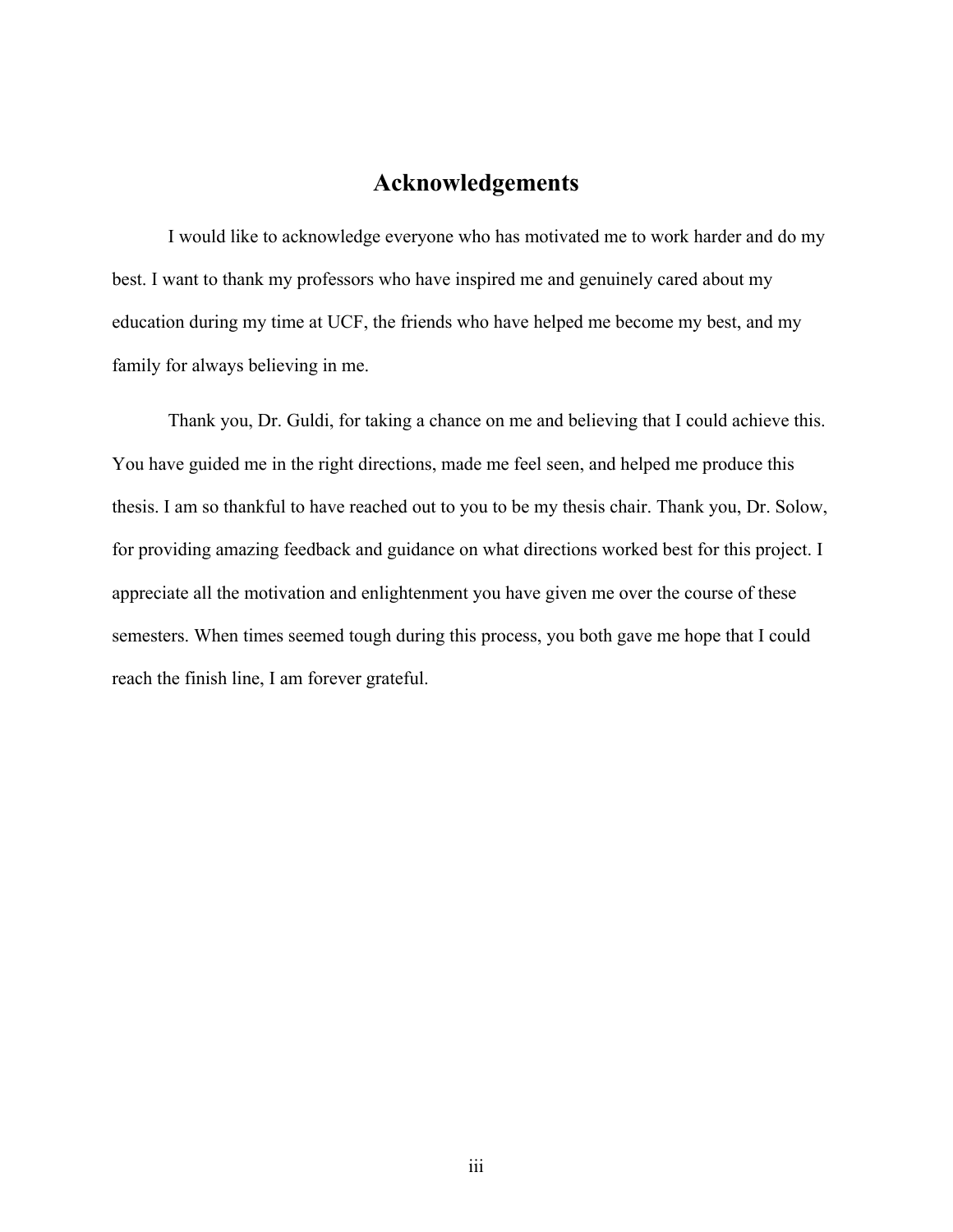# Acknowledgements

I would like to acknowledge everyone who has motivated me to work harder and do my best. I want to thank my professors who have inspired me and genuinely cared about my education during my time at UCF, the friends who have helped me become my best, and my family for always believing in me.

Thank you, Dr. Guldi, for taking a chance on me and believing that I could achieve this. You have guided me in the right directions, made me feel seen, and helped me produce this thesis. I am so thankful to have reached out to you to be my thesis chair. Thank you, Dr. Solow, for providing amazing feedback and guidance on what directions worked best for this project. I appreciate all the motivation and enlightenment you have given me over the course of these semesters. When times seemed tough during this process, you both gave me hope that I could reach the finish line, I am forever grateful.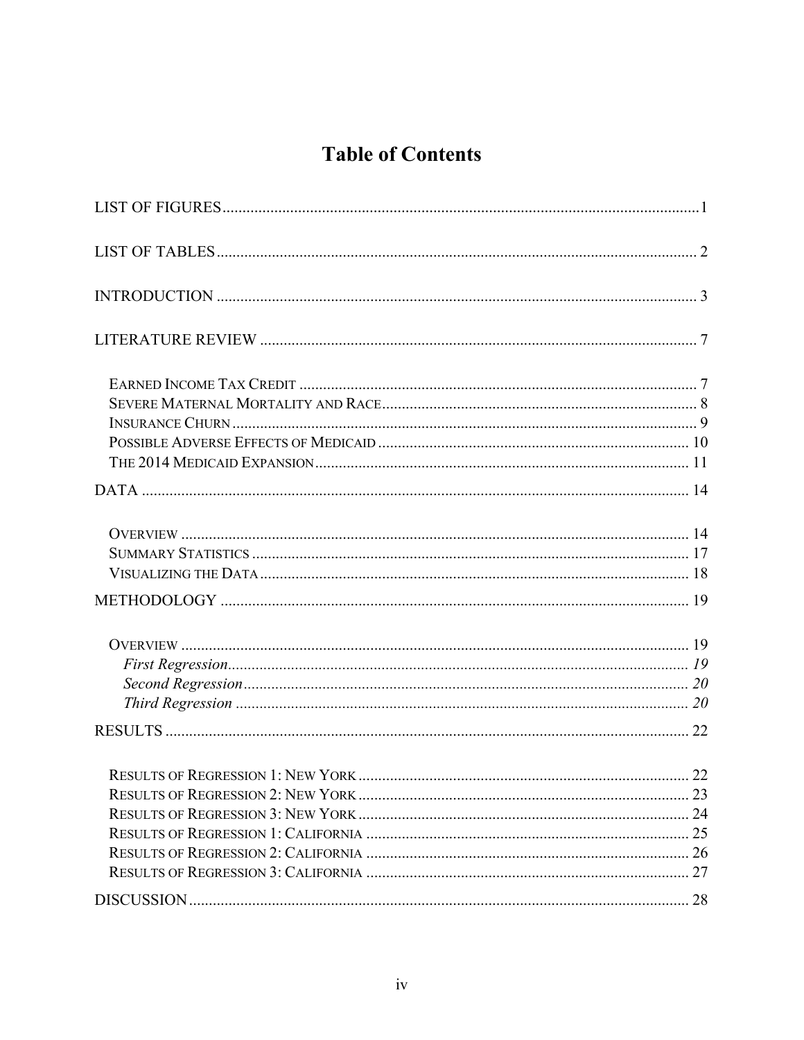# Table of Contents

LIST OF FIGURES........................................................................................................................1

LIST OF TABLES........................................................................................................................ 2

INTRODUCTION ........................................................................................................................ 3

LITERATURE REVIEW ............................................................................................................ 7

- EARNED INCOME TAX CREDIT ........................................................................................... 7
- SEVERE MATERNAL MORTALITY AND RACE..................................................................... 8
- INSURANCE CHURN ............................................................................................................ 9
- POSSIBLE ADVERSE EFFECTS OF MEDICAID ..................................................................... 10
- THE 2014 MEDICAID EXPANSION...................................................................................... 11

DATA ......................................................................................................................................... 14

- OVERVIEW ........................................................................................................................ 14
- SUMMARY STATISTICS ..................................................................................................... 17
- VISUALIZING THE DATA ................................................................................................... 18

METHODOLOGY ..................................................................................................................... 19

- OVERVIEW ........................................................................................................................ 19
  - *First Regression*........................................................................................................ *19*
  - *Second Regression*.................................................................................................... *20*
  - *Third Regression* ..................................................................................................... *20*

RESULTS .................................................................................................................................. 22

- RESULTS OF REGRESSION 1: NEW YORK ........................................................................ 22
- RESULTS OF REGRESSION 2: NEW YORK ........................................................................ 23
- RESULTS OF REGRESSION 3: NEW YORK ........................................................................ 24
- RESULTS OF REGRESSION 1: CALIFORNIA ...................................................................... 25
- RESULTS OF REGRESSION 2: CALIFORNIA ...................................................................... 26
- RESULTS OF REGRESSION 3: CALIFORNIA ...................................................................... 27

DISCUSSION............................................................................................................................. 28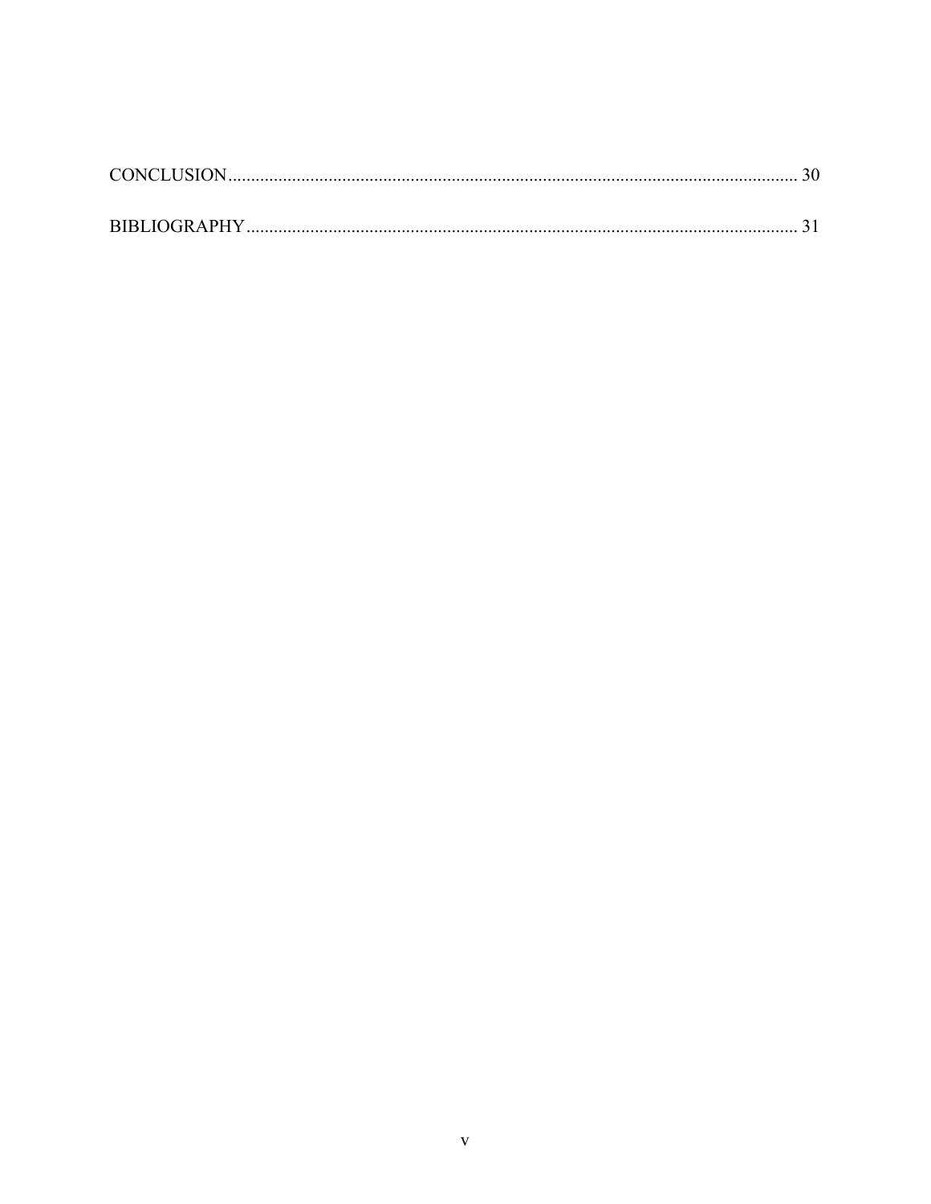CONCLUSION ........................................................................................................................... 30

BIBLIOGRAPHY ...................................................................................................................... 31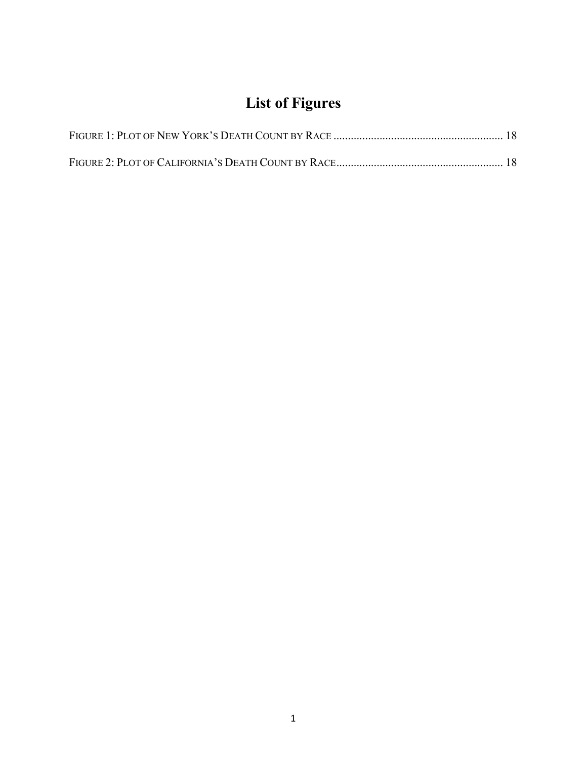# List of Figures

FIGURE 1: PLOT OF NEW YORK'S DEATH COUNT BY RACE .......................................................... 18

FIGURE 2: PLOT OF CALIFORNIA'S DEATH COUNT BY RACE......................................................... 18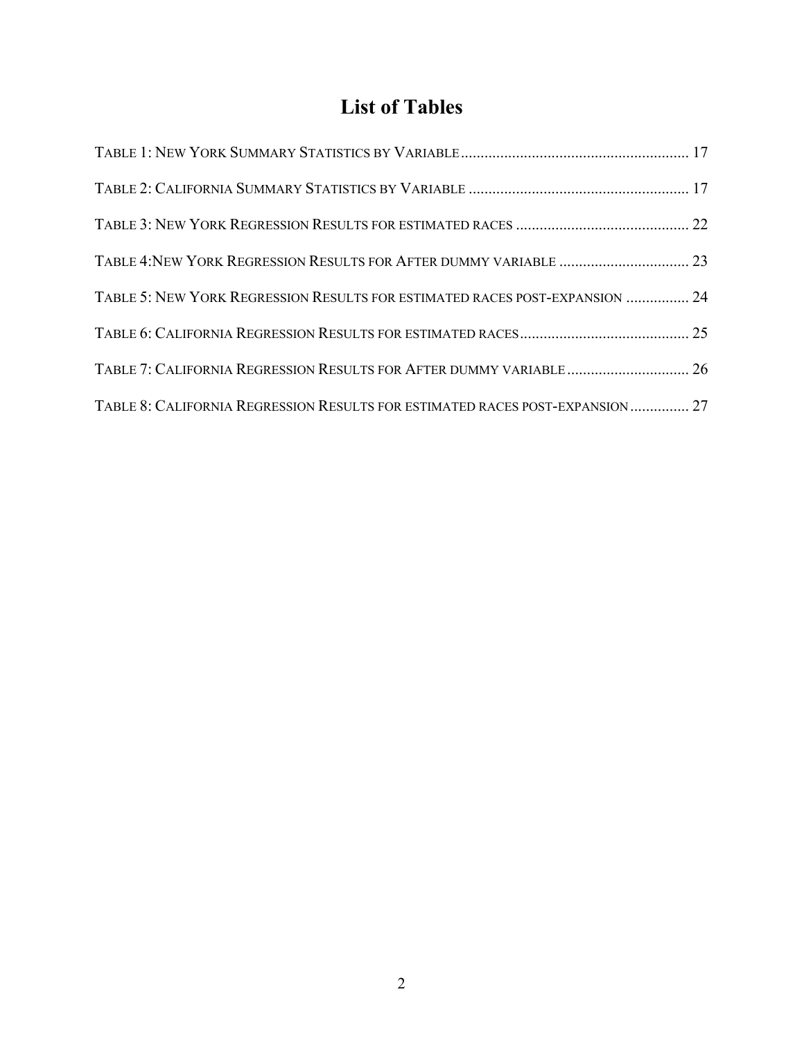# List of Tables

TABLE 1: NEW YORK SUMMARY STATISTICS BY VARIABLE ........................................................ 17

TABLE 2: CALIFORNIA SUMMARY STATISTICS BY VARIABLE ........................................................ 17

TABLE 3: NEW YORK REGRESSION RESULTS FOR ESTIMATED RACES ............................................ 22

TABLE 4:NEW YORK REGRESSION RESULTS FOR AFTER DUMMY VARIABLE ................................. 23

TABLE 5: NEW YORK REGRESSION RESULTS FOR ESTIMATED RACES POST-EXPANSION ................ 24

TABLE 6: CALIFORNIA REGRESSION RESULTS FOR ESTIMATED RACES ........................................... 25

TABLE 7: CALIFORNIA REGRESSION RESULTS FOR AFTER DUMMY VARIABLE ............................... 26

TABLE 8: CALIFORNIA REGRESSION RESULTS FOR ESTIMATED RACES POST-EXPANSION ............... 27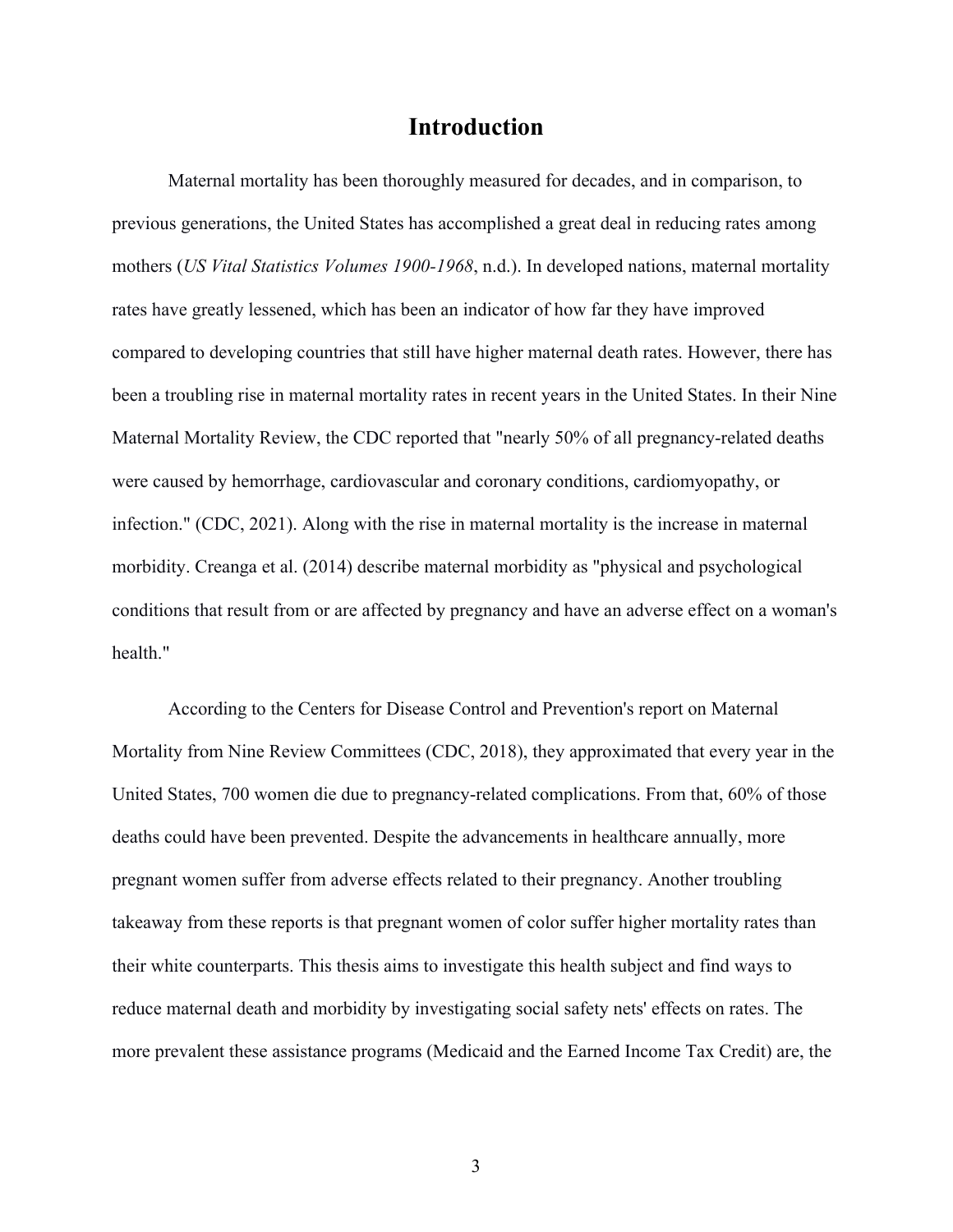# Introduction

Maternal mortality has been thoroughly measured for decades, and in comparison, to previous generations, the United States has accomplished a great deal in reducing rates among mothers (*US Vital Statistics Volumes 1900-1968*, n.d.). In developed nations, maternal mortality rates have greatly lessened, which has been an indicator of how far they have improved compared to developing countries that still have higher maternal death rates. However, there has been a troubling rise in maternal mortality rates in recent years in the United States. In their Nine Maternal Mortality Review, the CDC reported that "nearly 50% of all pregnancy-related deaths were caused by hemorrhage, cardiovascular and coronary conditions, cardiomyopathy, or infection." (CDC, 2021). Along with the rise in maternal mortality is the increase in maternal morbidity. Creanga et al. (2014) describe maternal morbidity as "physical and psychological conditions that result from or are affected by pregnancy and have an adverse effect on a woman's health."

According to the Centers for Disease Control and Prevention's report on Maternal Mortality from Nine Review Committees (CDC, 2018), they approximated that every year in the United States, 700 women die due to pregnancy-related complications. From that, 60% of those deaths could have been prevented. Despite the advancements in healthcare annually, more pregnant women suffer from adverse effects related to their pregnancy. Another troubling takeaway from these reports is that pregnant women of color suffer higher mortality rates than their white counterparts. This thesis aims to investigate this health subject and find ways to reduce maternal death and morbidity by investigating social safety nets' effects on rates. The more prevalent these assistance programs (Medicaid and the Earned Income Tax Credit) are, the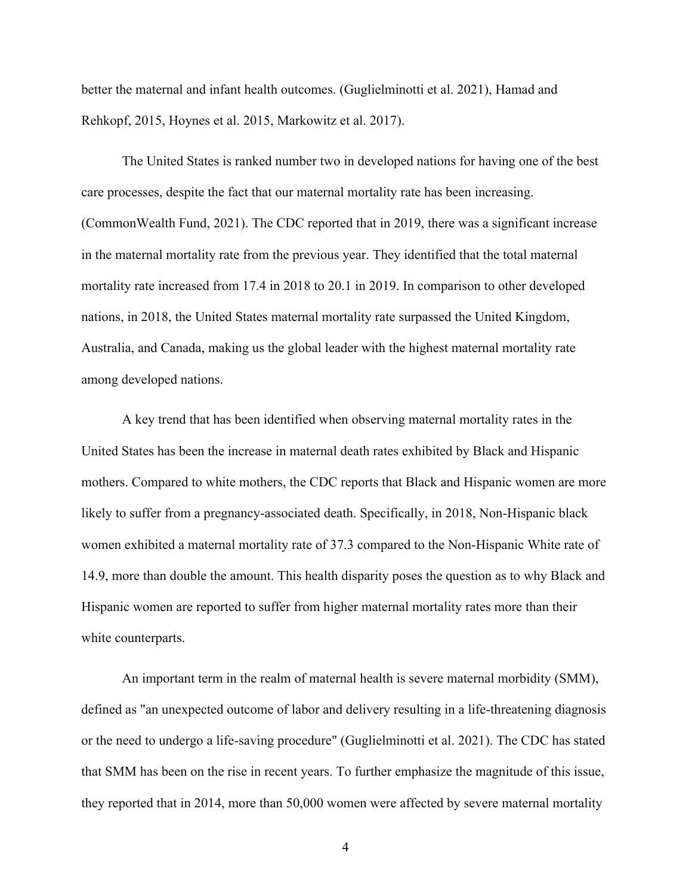better the maternal and infant health outcomes. (Guglielminotti et al. 2021), Hamad and Rehkopf, 2015, Hoynes et al. 2015, Markowitz et al. 2017).

The United States is ranked number two in developed nations for having one of the best care processes, despite the fact that our maternal mortality rate has been increasing. (CommonWealth Fund, 2021). The CDC reported that in 2019, there was a significant increase in the maternal mortality rate from the previous year. They identified that the total maternal mortality rate increased from 17.4 in 2018 to 20.1 in 2019. In comparison to other developed nations, in 2018, the United States maternal mortality rate surpassed the United Kingdom, Australia, and Canada, making us the global leader with the highest maternal mortality rate among developed nations.

A key trend that has been identified when observing maternal mortality rates in the United States has been the increase in maternal death rates exhibited by Black and Hispanic mothers. Compared to white mothers, the CDC reports that Black and Hispanic women are more likely to suffer from a pregnancy-associated death. Specifically, in 2018, Non-Hispanic black women exhibited a maternal mortality rate of 37.3 compared to the Non-Hispanic White rate of 14.9, more than double the amount. This health disparity poses the question as to why Black and Hispanic women are reported to suffer from higher maternal mortality rates more than their white counterparts.

An important term in the realm of maternal health is severe maternal morbidity (SMM), defined as "an unexpected outcome of labor and delivery resulting in a life-threatening diagnosis or the need to undergo a life-saving procedure" (Guglielminotti et al. 2021). The CDC has stated that SMM has been on the rise in recent years. To further emphasize the magnitude of this issue, they reported that in 2014, more than 50,000 women were affected by severe maternal mortality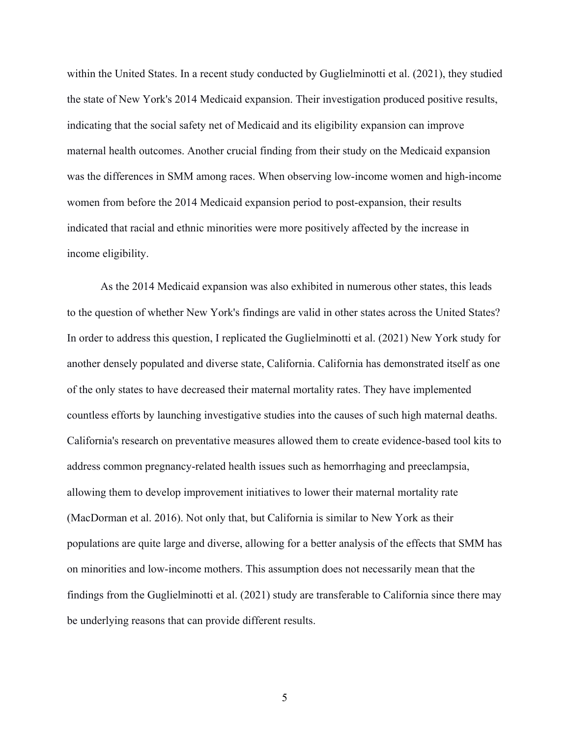within the United States. In a recent study conducted by Guglielminotti et al. (2021), they studied the state of New York's 2014 Medicaid expansion. Their investigation produced positive results, indicating that the social safety net of Medicaid and its eligibility expansion can improve maternal health outcomes. Another crucial finding from their study on the Medicaid expansion was the differences in SMM among races. When observing low-income women and high-income women from before the 2014 Medicaid expansion period to post-expansion, their results indicated that racial and ethnic minorities were more positively affected by the increase in income eligibility.

As the 2014 Medicaid expansion was also exhibited in numerous other states, this leads to the question of whether New York's findings are valid in other states across the United States? In order to address this question, I replicated the Guglielminotti et al. (2021) New York study for another densely populated and diverse state, California. California has demonstrated itself as one of the only states to have decreased their maternal mortality rates. They have implemented countless efforts by launching investigative studies into the causes of such high maternal deaths. California's research on preventative measures allowed them to create evidence-based tool kits to address common pregnancy-related health issues such as hemorrhaging and preeclampsia, allowing them to develop improvement initiatives to lower their maternal mortality rate (MacDorman et al. 2016). Not only that, but California is similar to New York as their populations are quite large and diverse, allowing for a better analysis of the effects that SMM has on minorities and low-income mothers. This assumption does not necessarily mean that the findings from the Guglielminotti et al. (2021) study are transferable to California since there may be underlying reasons that can provide different results.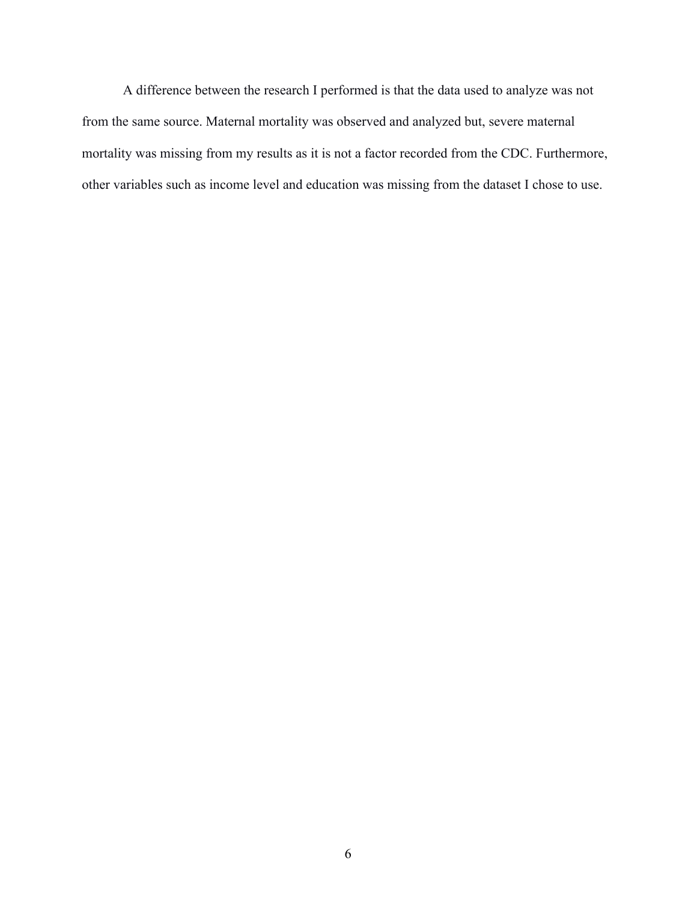A difference between the research I performed is that the data used to analyze was not from the same source. Maternal mortality was observed and analyzed but, severe maternal mortality was missing from my results as it is not a factor recorded from the CDC. Furthermore, other variables such as income level and education was missing from the dataset I chose to use.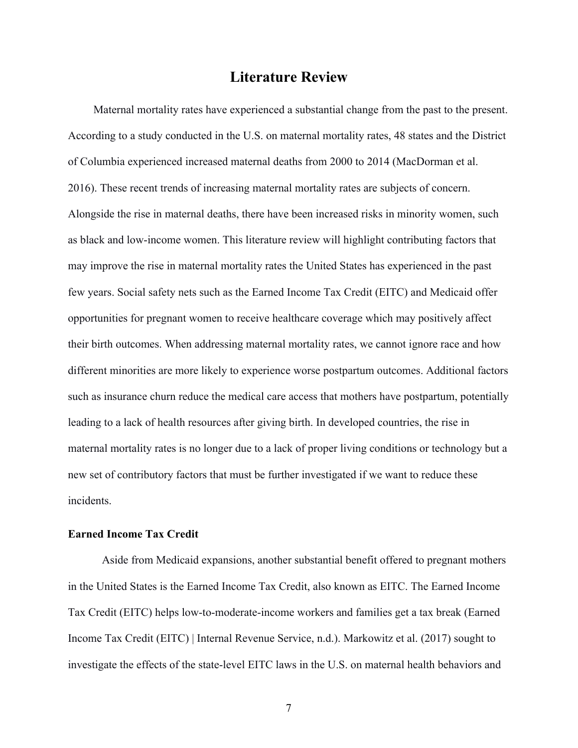# Literature Review

Maternal mortality rates have experienced a substantial change from the past to the present. According to a study conducted in the U.S. on maternal mortality rates, 48 states and the District of Columbia experienced increased maternal deaths from 2000 to 2014 (MacDorman et al. 2016). These recent trends of increasing maternal mortality rates are subjects of concern. Alongside the rise in maternal deaths, there have been increased risks in minority women, such as black and low-income women. This literature review will highlight contributing factors that may improve the rise in maternal mortality rates the United States has experienced in the past few years. Social safety nets such as the Earned Income Tax Credit (EITC) and Medicaid offer opportunities for pregnant women to receive healthcare coverage which may positively affect their birth outcomes. When addressing maternal mortality rates, we cannot ignore race and how different minorities are more likely to experience worse postpartum outcomes. Additional factors such as insurance churn reduce the medical care access that mothers have postpartum, potentially leading to a lack of health resources after giving birth. In developed countries, the rise in maternal mortality rates is no longer due to a lack of proper living conditions or technology but a new set of contributory factors that must be further investigated if we want to reduce these incidents.

**Earned Income Tax Credit**

Aside from Medicaid expansions, another substantial benefit offered to pregnant mothers in the United States is the Earned Income Tax Credit, also known as EITC. The Earned Income Tax Credit (EITC) helps low-to-moderate-income workers and families get a tax break (Earned Income Tax Credit (EITC) | Internal Revenue Service, n.d.). Markowitz et al. (2017) sought to investigate the effects of the state-level EITC laws in the U.S. on maternal health behaviors and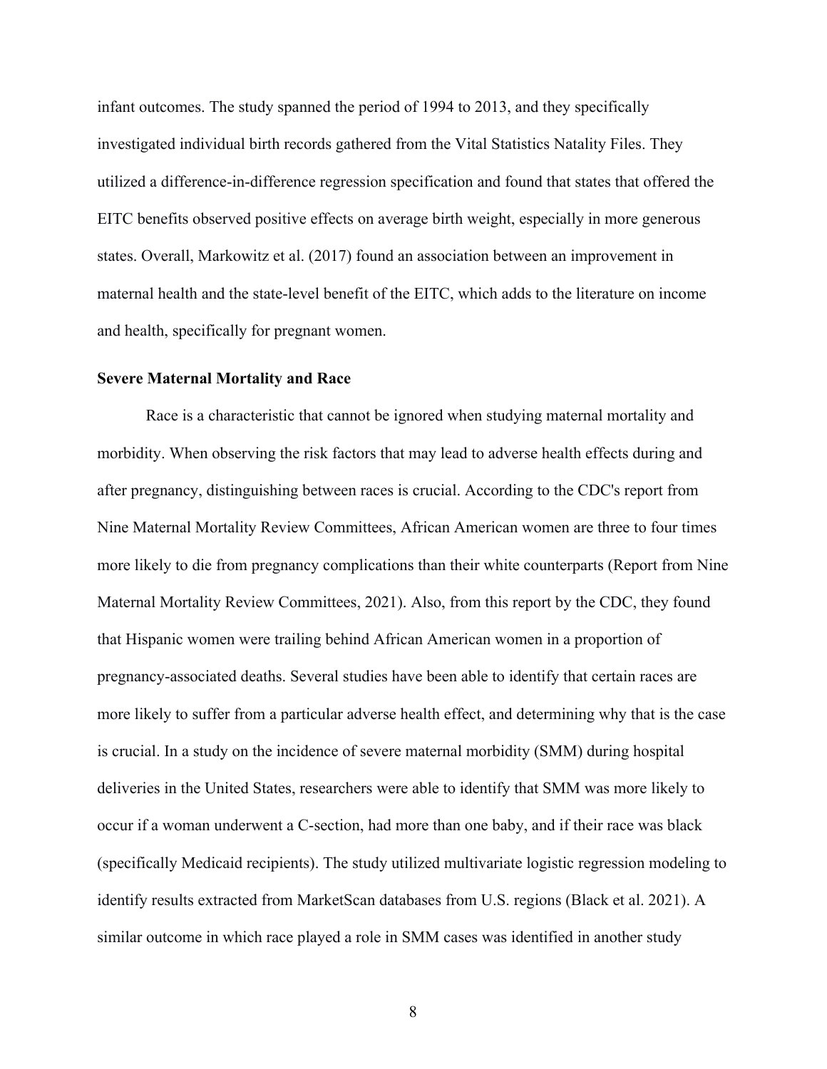infant outcomes. The study spanned the period of 1994 to 2013, and they specifically investigated individual birth records gathered from the Vital Statistics Natality Files. They utilized a difference-in-difference regression specification and found that states that offered the EITC benefits observed positive effects on average birth weight, especially in more generous states. Overall, Markowitz et al. (2017) found an association between an improvement in maternal health and the state-level benefit of the EITC, which adds to the literature on income and health, specifically for pregnant women.

### Severe Maternal Mortality and Race

Race is a characteristic that cannot be ignored when studying maternal mortality and morbidity. When observing the risk factors that may lead to adverse health effects during and after pregnancy, distinguishing between races is crucial. According to the CDC's report from Nine Maternal Mortality Review Committees, African American women are three to four times more likely to die from pregnancy complications than their white counterparts (Report from Nine Maternal Mortality Review Committees, 2021). Also, from this report by the CDC, they found that Hispanic women were trailing behind African American women in a proportion of pregnancy-associated deaths. Several studies have been able to identify that certain races are more likely to suffer from a particular adverse health effect, and determining why that is the case is crucial. In a study on the incidence of severe maternal morbidity (SMM) during hospital deliveries in the United States, researchers were able to identify that SMM was more likely to occur if a woman underwent a C-section, had more than one baby, and if their race was black (specifically Medicaid recipients). The study utilized multivariate logistic regression modeling to identify results extracted from MarketScan databases from U.S. regions (Black et al. 2021). A similar outcome in which race played a role in SMM cases was identified in another study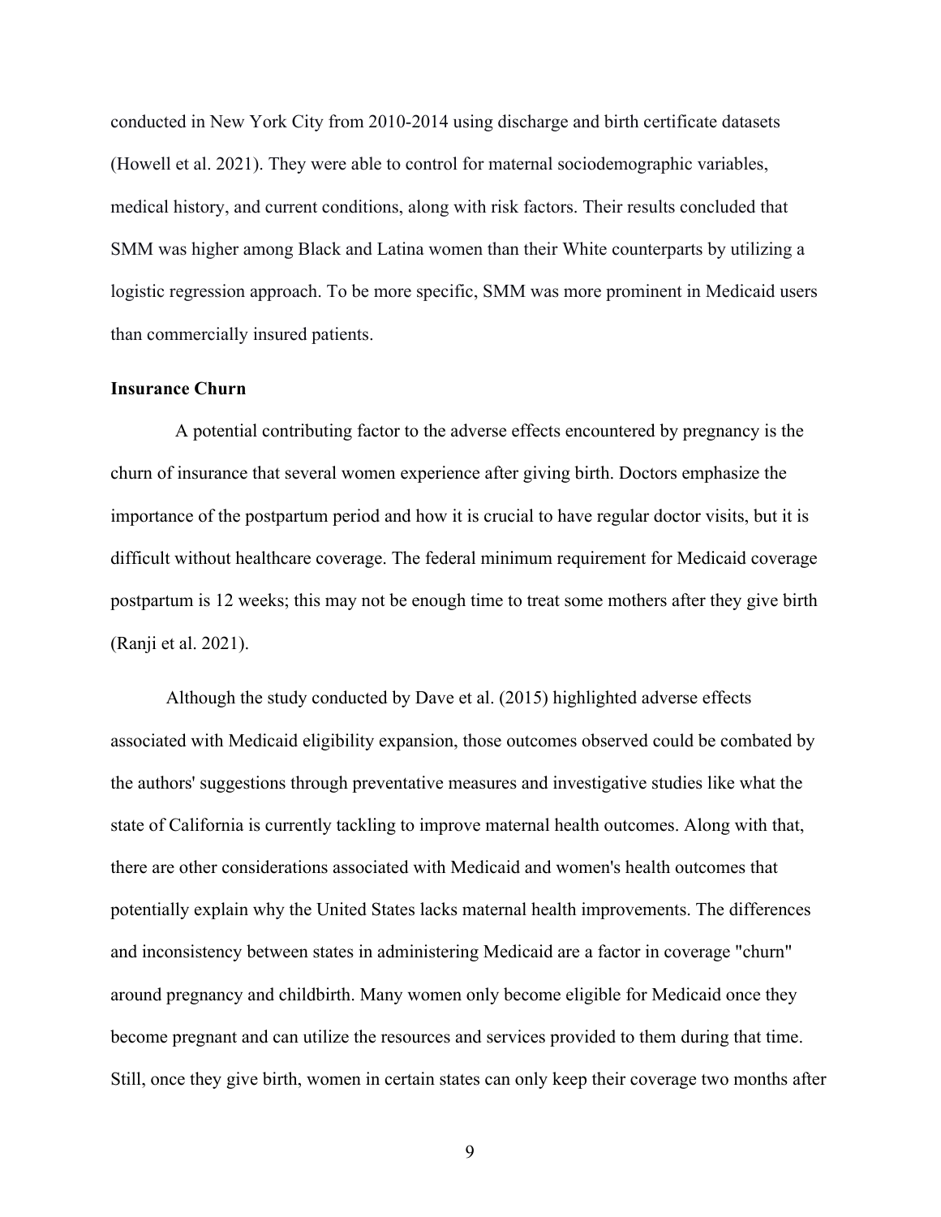conducted in New York City from 2010-2014 using discharge and birth certificate datasets (Howell et al. 2021). They were able to control for maternal sociodemographic variables, medical history, and current conditions, along with risk factors. Their results concluded that SMM was higher among Black and Latina women than their White counterparts by utilizing a logistic regression approach. To be more specific, SMM was more prominent in Medicaid users than commercially insured patients.

**Insurance Churn**

A potential contributing factor to the adverse effects encountered by pregnancy is the churn of insurance that several women experience after giving birth. Doctors emphasize the importance of the postpartum period and how it is crucial to have regular doctor visits, but it is difficult without healthcare coverage. The federal minimum requirement for Medicaid coverage postpartum is 12 weeks; this may not be enough time to treat some mothers after they give birth (Ranji et al. 2021).

Although the study conducted by Dave et al. (2015) highlighted adverse effects associated with Medicaid eligibility expansion, those outcomes observed could be combated by the authors' suggestions through preventative measures and investigative studies like what the state of California is currently tackling to improve maternal health outcomes. Along with that, there are other considerations associated with Medicaid and women's health outcomes that potentially explain why the United States lacks maternal health improvements. The differences and inconsistency between states in administering Medicaid are a factor in coverage "churn" around pregnancy and childbirth. Many women only become eligible for Medicaid once they become pregnant and can utilize the resources and services provided to them during that time. Still, once they give birth, women in certain states can only keep their coverage two months after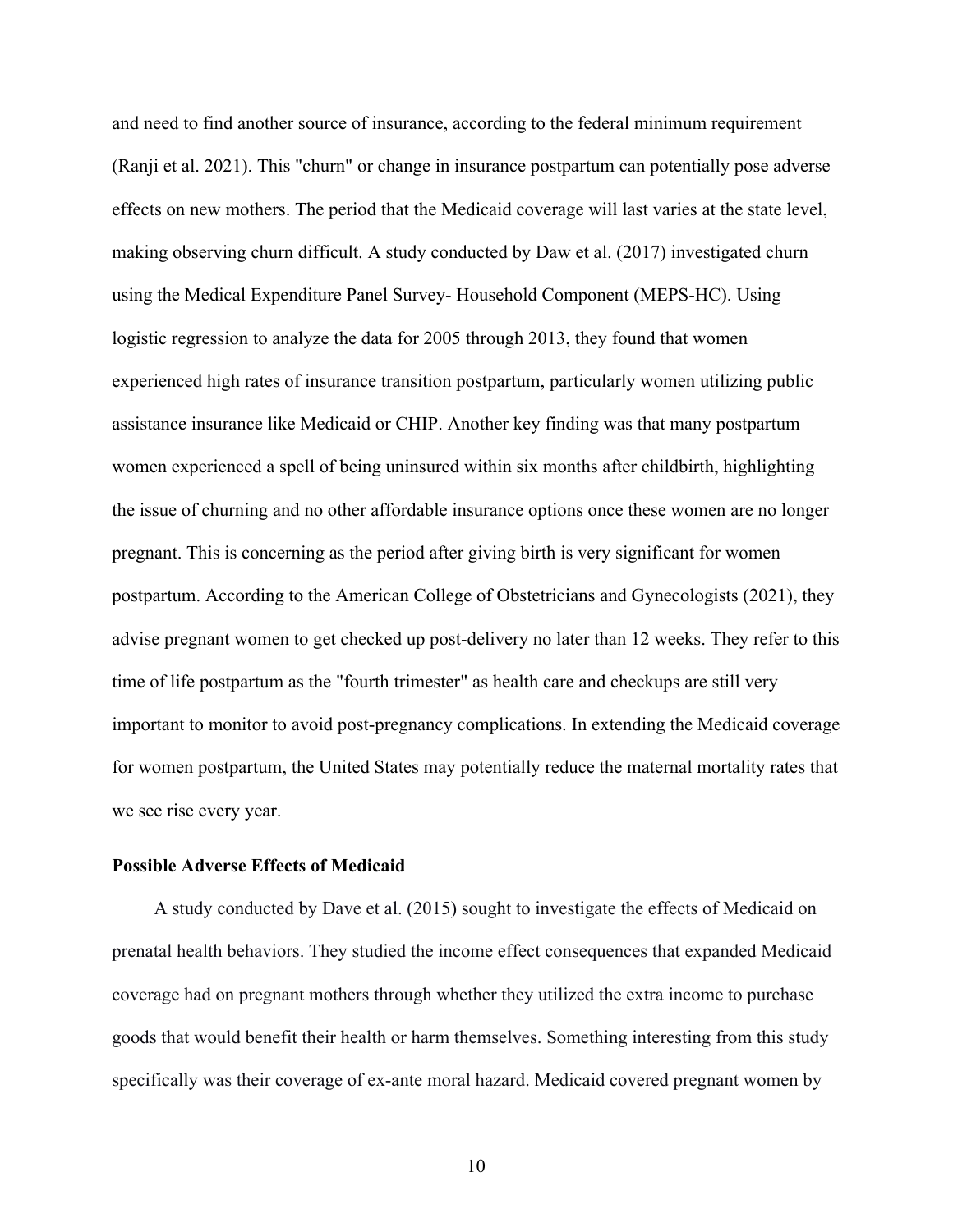and need to find another source of insurance, according to the federal minimum requirement (Ranji et al. 2021). This "churn" or change in insurance postpartum can potentially pose adverse effects on new mothers. The period that the Medicaid coverage will last varies at the state level, making observing churn difficult. A study conducted by Daw et al. (2017) investigated churn using the Medical Expenditure Panel Survey- Household Component (MEPS-HC). Using logistic regression to analyze the data for 2005 through 2013, they found that women experienced high rates of insurance transition postpartum, particularly women utilizing public assistance insurance like Medicaid or CHIP. Another key finding was that many postpartum women experienced a spell of being uninsured within six months after childbirth, highlighting the issue of churning and no other affordable insurance options once these women are no longer pregnant. This is concerning as the period after giving birth is very significant for women postpartum. According to the American College of Obstetricians and Gynecologists (2021), they advise pregnant women to get checked up post-delivery no later than 12 weeks. They refer to this time of life postpartum as the "fourth trimester" as health care and checkups are still very important to monitor to avoid post-pregnancy complications. In extending the Medicaid coverage for women postpartum, the United States may potentially reduce the maternal mortality rates that we see rise every year.

### Possible Adverse Effects of Medicaid

A study conducted by Dave et al. (2015) sought to investigate the effects of Medicaid on prenatal health behaviors. They studied the income effect consequences that expanded Medicaid coverage had on pregnant mothers through whether they utilized the extra income to purchase goods that would benefit their health or harm themselves. Something interesting from this study specifically was their coverage of ex-ante moral hazard. Medicaid covered pregnant women by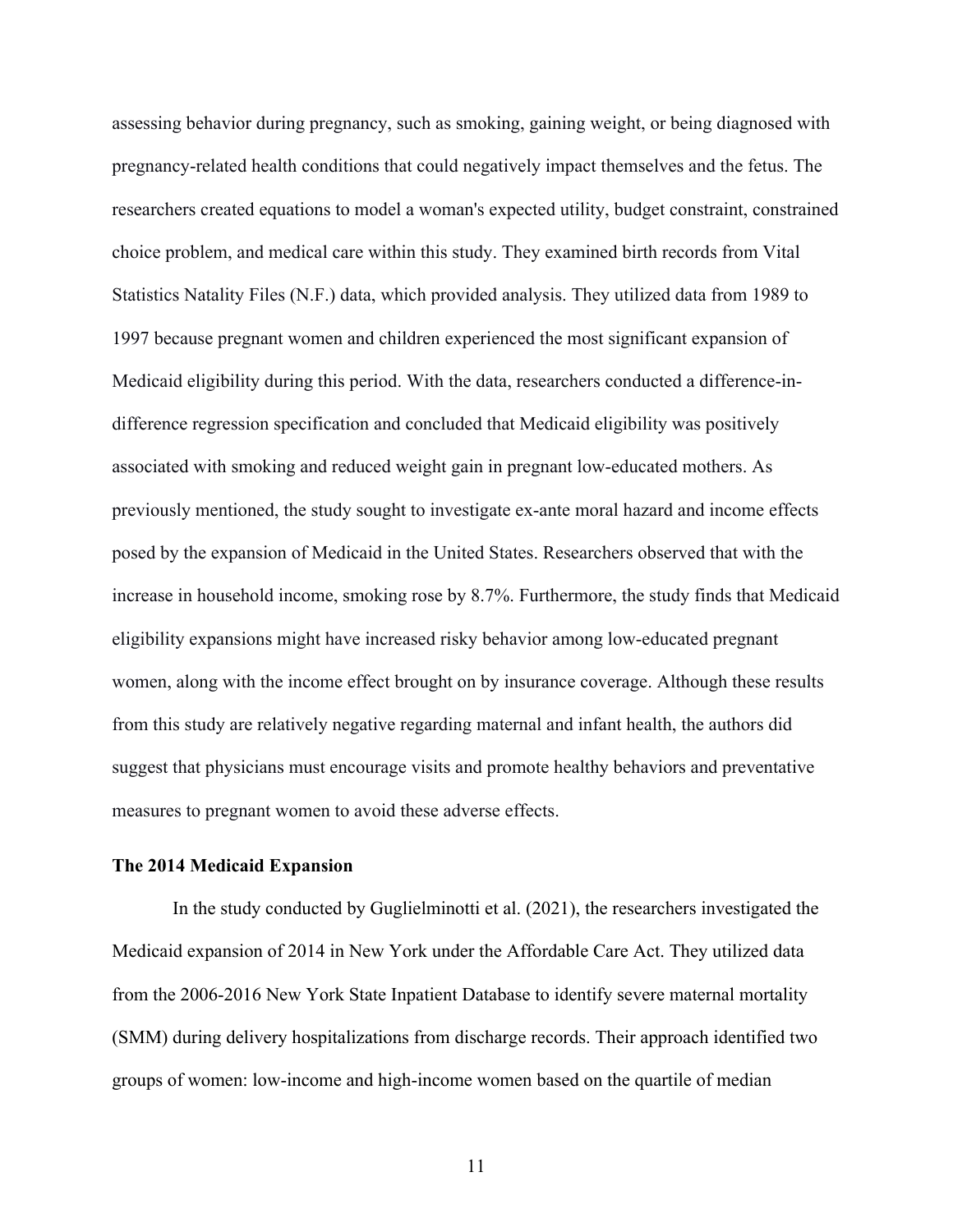assessing behavior during pregnancy, such as smoking, gaining weight, or being diagnosed with pregnancy-related health conditions that could negatively impact themselves and the fetus. The researchers created equations to model a woman's expected utility, budget constraint, constrained choice problem, and medical care within this study. They examined birth records from Vital Statistics Natality Files (N.F.) data, which provided analysis. They utilized data from 1989 to 1997 because pregnant women and children experienced the most significant expansion of Medicaid eligibility during this period. With the data, researchers conducted a difference-in-difference regression specification and concluded that Medicaid eligibility was positively associated with smoking and reduced weight gain in pregnant low-educated mothers. As previously mentioned, the study sought to investigate ex-ante moral hazard and income effects posed by the expansion of Medicaid in the United States. Researchers observed that with the increase in household income, smoking rose by 8.7%. Furthermore, the study finds that Medicaid eligibility expansions might have increased risky behavior among low-educated pregnant women, along with the income effect brought on by insurance coverage. Although these results from this study are relatively negative regarding maternal and infant health, the authors did suggest that physicians must encourage visits and promote healthy behaviors and preventative measures to pregnant women to avoid these adverse effects.

### The 2014 Medicaid Expansion

In the study conducted by Guglielminotti et al. (2021), the researchers investigated the Medicaid expansion of 2014 in New York under the Affordable Care Act. They utilized data from the 2006-2016 New York State Inpatient Database to identify severe maternal mortality (SMM) during delivery hospitalizations from discharge records. Their approach identified two groups of women: low-income and high-income women based on the quartile of median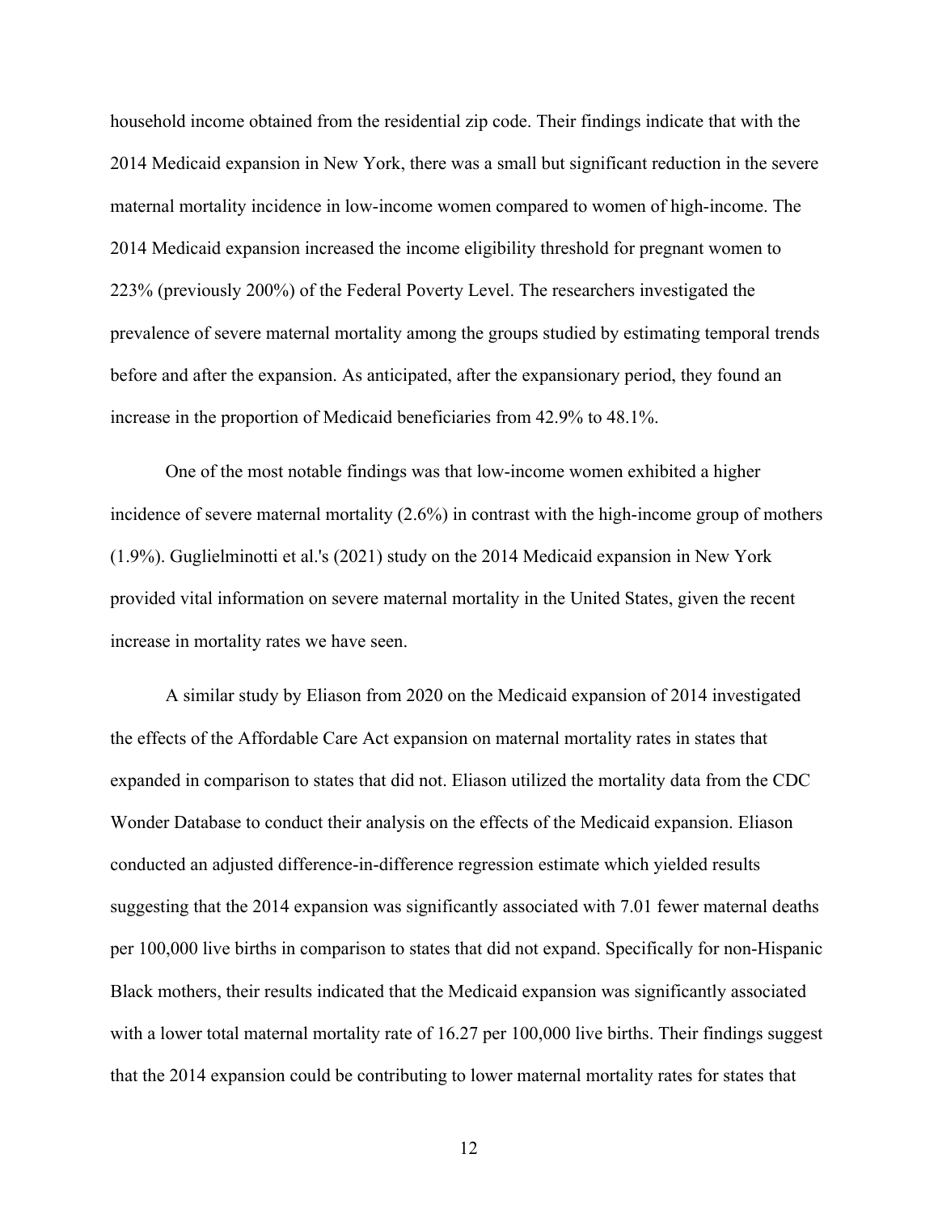household income obtained from the residential zip code. Their findings indicate that with the 2014 Medicaid expansion in New York, there was a small but significant reduction in the severe maternal mortality incidence in low-income women compared to women of high-income. The 2014 Medicaid expansion increased the income eligibility threshold for pregnant women to 223% (previously 200%) of the Federal Poverty Level. The researchers investigated the prevalence of severe maternal mortality among the groups studied by estimating temporal trends before and after the expansion. As anticipated, after the expansionary period, they found an increase in the proportion of Medicaid beneficiaries from 42.9% to 48.1%.

One of the most notable findings was that low-income women exhibited a higher incidence of severe maternal mortality (2.6%) in contrast with the high-income group of mothers (1.9%). Guglielminotti et al.'s (2021) study on the 2014 Medicaid expansion in New York provided vital information on severe maternal mortality in the United States, given the recent increase in mortality rates we have seen.

A similar study by Eliason from 2020 on the Medicaid expansion of 2014 investigated the effects of the Affordable Care Act expansion on maternal mortality rates in states that expanded in comparison to states that did not. Eliason utilized the mortality data from the CDC Wonder Database to conduct their analysis on the effects of the Medicaid expansion. Eliason conducted an adjusted difference-in-difference regression estimate which yielded results suggesting that the 2014 expansion was significantly associated with 7.01 fewer maternal deaths per 100,000 live births in comparison to states that did not expand. Specifically for non-Hispanic Black mothers, their results indicated that the Medicaid expansion was significantly associated with a lower total maternal mortality rate of 16.27 per 100,000 live births. Their findings suggest that the 2014 expansion could be contributing to lower maternal mortality rates for states that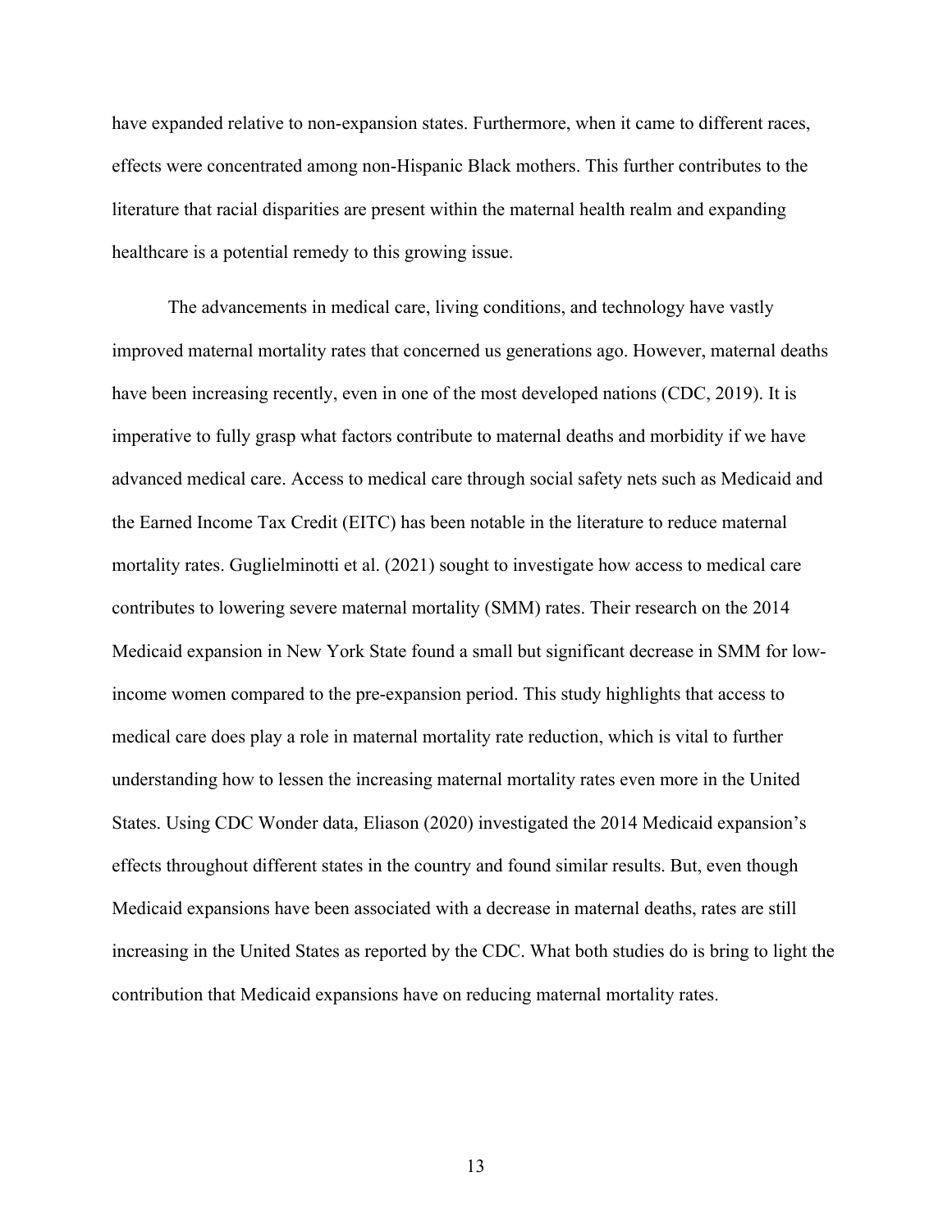have expanded relative to non-expansion states. Furthermore, when it came to different races, effects were concentrated among non-Hispanic Black mothers. This further contributes to the literature that racial disparities are present within the maternal health realm and expanding healthcare is a potential remedy to this growing issue.

The advancements in medical care, living conditions, and technology have vastly improved maternal mortality rates that concerned us generations ago. However, maternal deaths have been increasing recently, even in one of the most developed nations (CDC, 2019). It is imperative to fully grasp what factors contribute to maternal deaths and morbidity if we have advanced medical care. Access to medical care through social safety nets such as Medicaid and the Earned Income Tax Credit (EITC) has been notable in the literature to reduce maternal mortality rates. Guglielminotti et al. (2021) sought to investigate how access to medical care contributes to lowering severe maternal mortality (SMM) rates. Their research on the 2014 Medicaid expansion in New York State found a small but significant decrease in SMM for low-income women compared to the pre-expansion period. This study highlights that access to medical care does play a role in maternal mortality rate reduction, which is vital to further understanding how to lessen the increasing maternal mortality rates even more in the United States. Using CDC Wonder data, Eliason (2020) investigated the 2014 Medicaid expansion's effects throughout different states in the country and found similar results. But, even though Medicaid expansions have been associated with a decrease in maternal deaths, rates are still increasing in the United States as reported by the CDC. What both studies do is bring to light the contribution that Medicaid expansions have on reducing maternal mortality rates.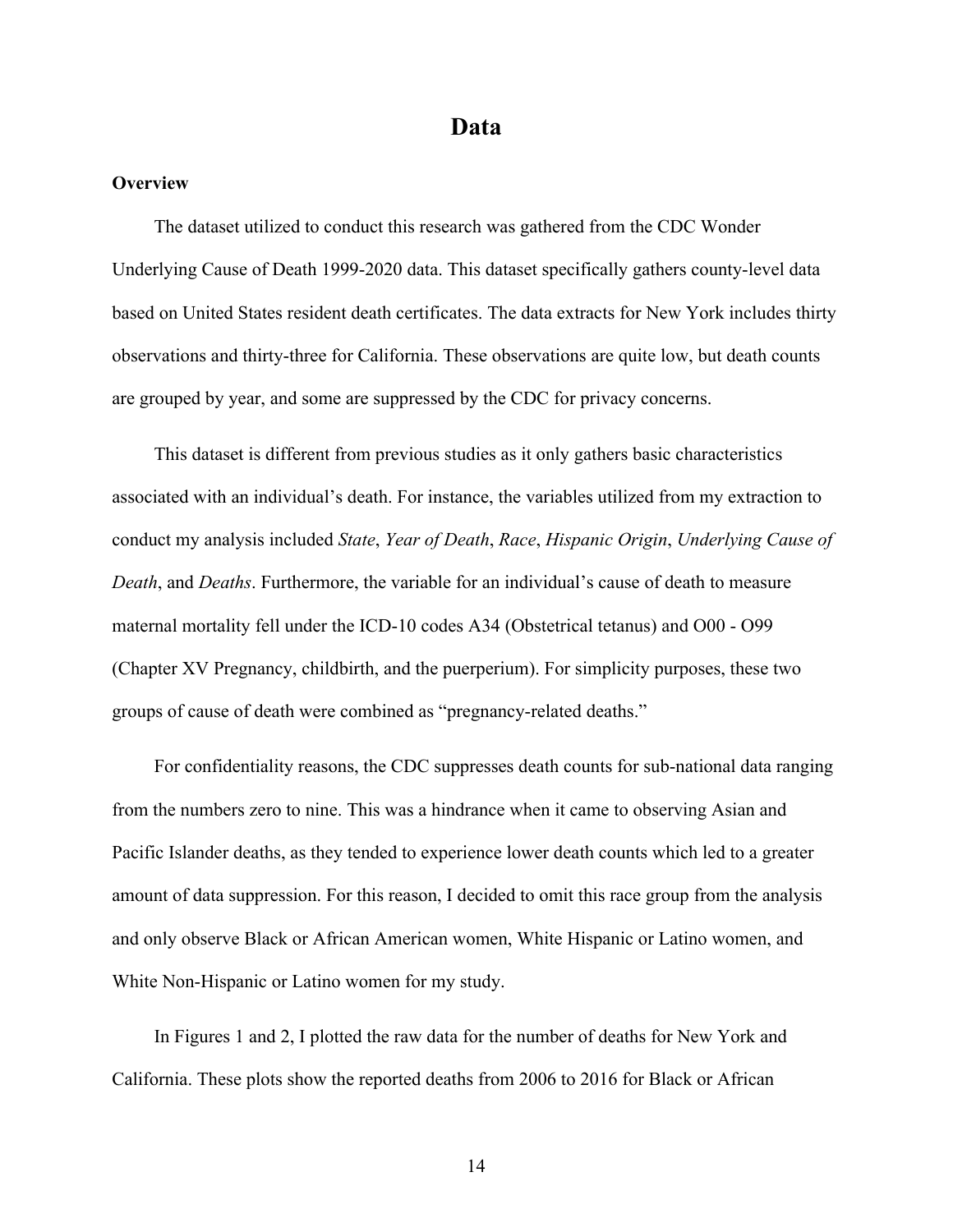# Data

## Overview

The dataset utilized to conduct this research was gathered from the CDC Wonder Underlying Cause of Death 1999-2020 data. This dataset specifically gathers county-level data based on United States resident death certificates. The data extracts for New York includes thirty observations and thirty-three for California. These observations are quite low, but death counts are grouped by year, and some are suppressed by the CDC for privacy concerns.

This dataset is different from previous studies as it only gathers basic characteristics associated with an individual's death. For instance, the variables utilized from my extraction to conduct my analysis included *State*, *Year of Death*, *Race*, *Hispanic Origin*, *Underlying Cause of Death*, and *Deaths*. Furthermore, the variable for an individual's cause of death to measure maternal mortality fell under the ICD-10 codes A34 (Obstetrical tetanus) and O00 - O99 (Chapter XV Pregnancy, childbirth, and the puerperium). For simplicity purposes, these two groups of cause of death were combined as "pregnancy-related deaths."

For confidentiality reasons, the CDC suppresses death counts for sub-national data ranging from the numbers zero to nine. This was a hindrance when it came to observing Asian and Pacific Islander deaths, as they tended to experience lower death counts which led to a greater amount of data suppression. For this reason, I decided to omit this race group from the analysis and only observe Black or African American women, White Hispanic or Latino women, and White Non-Hispanic or Latino women for my study.

In Figures 1 and 2, I plotted the raw data for the number of deaths for New York and California. These plots show the reported deaths from 2006 to 2016 for Black or African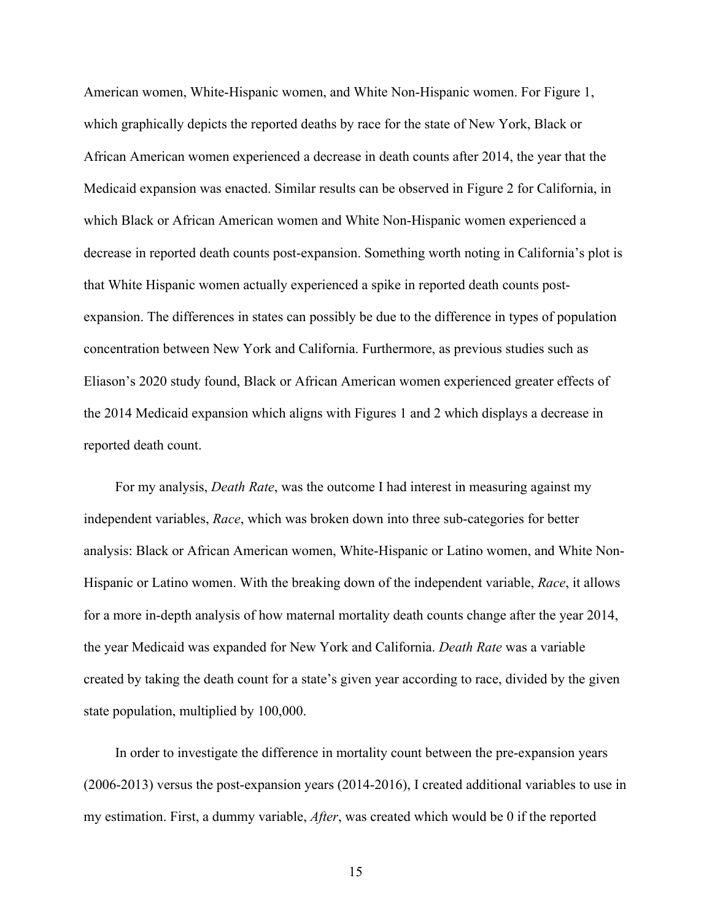American women, White-Hispanic women, and White Non-Hispanic women. For Figure 1, which graphically depicts the reported deaths by race for the state of New York, Black or African American women experienced a decrease in death counts after 2014, the year that the Medicaid expansion was enacted. Similar results can be observed in Figure 2 for California, in which Black or African American women and White Non-Hispanic women experienced a decrease in reported death counts post-expansion. Something worth noting in California's plot is that White Hispanic women actually experienced a spike in reported death counts post-expansion. The differences in states can possibly be due to the difference in types of population concentration between New York and California. Furthermore, as previous studies such as Eliason's 2020 study found, Black or African American women experienced greater effects of the 2014 Medicaid expansion which aligns with Figures 1 and 2 which displays a decrease in reported death count.

For my analysis, *Death Rate*, was the outcome I had interest in measuring against my independent variables, *Race*, which was broken down into three sub-categories for better analysis: Black or African American women, White-Hispanic or Latino women, and White Non-Hispanic or Latino women. With the breaking down of the independent variable, *Race*, it allows for a more in-depth analysis of how maternal mortality death counts change after the year 2014, the year Medicaid was expanded for New York and California. *Death Rate* was a variable created by taking the death count for a state's given year according to race, divided by the given state population, multiplied by 100,000.

In order to investigate the difference in mortality count between the pre-expansion years (2006-2013) versus the post-expansion years (2014-2016), I created additional variables to use in my estimation. First, a dummy variable, *After*, was created which would be 0 if the reported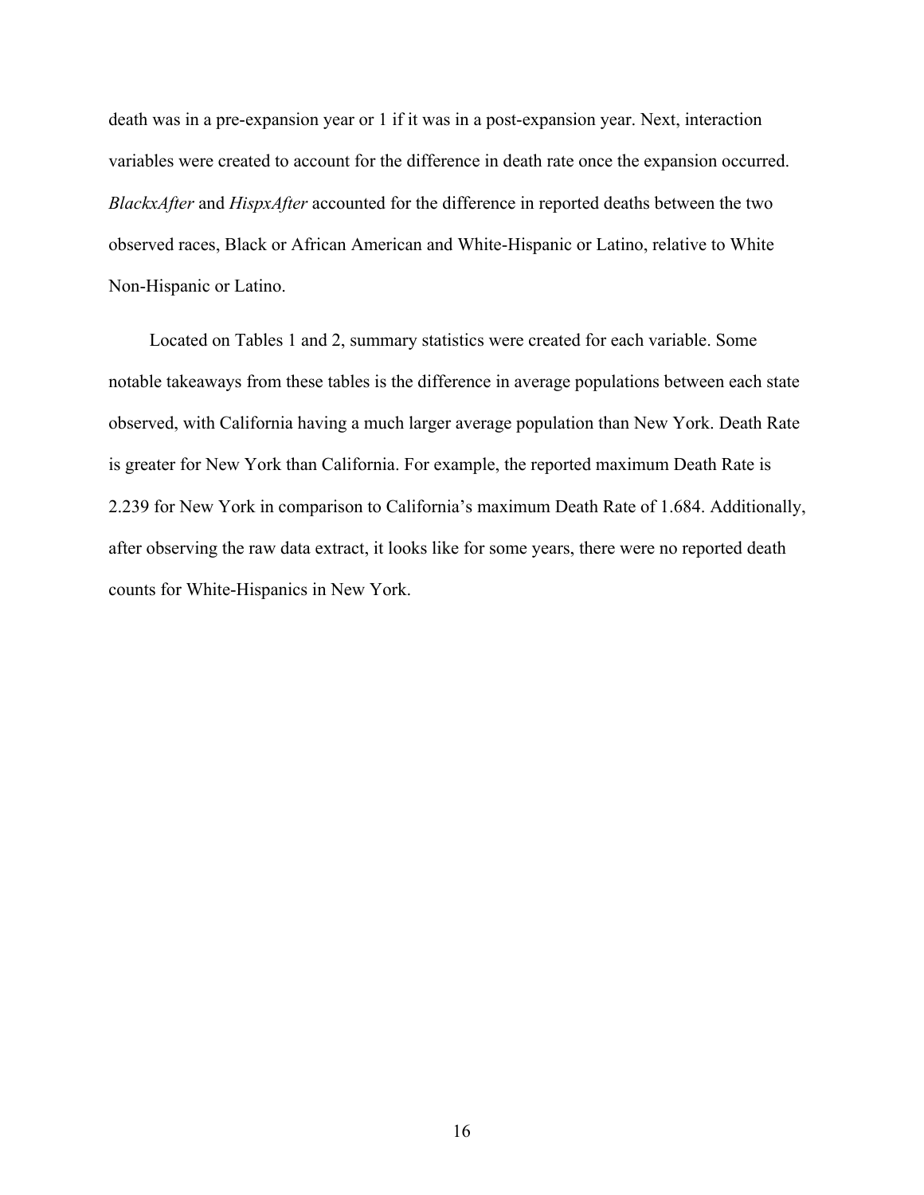death was in a pre-expansion year or 1 if it was in a post-expansion year. Next, interaction variables were created to account for the difference in death rate once the expansion occurred. *BlackxAfter* and *HispxAfter* accounted for the difference in reported deaths between the two observed races, Black or African American and White-Hispanic or Latino, relative to White Non-Hispanic or Latino.

Located on Tables 1 and 2, summary statistics were created for each variable. Some notable takeaways from these tables is the difference in average populations between each state observed, with California having a much larger average population than New York. Death Rate is greater for New York than California. For example, the reported maximum Death Rate is 2.239 for New York in comparison to California's maximum Death Rate of 1.684. Additionally, after observing the raw data extract, it looks like for some years, there were no reported death counts for White-Hispanics in New York.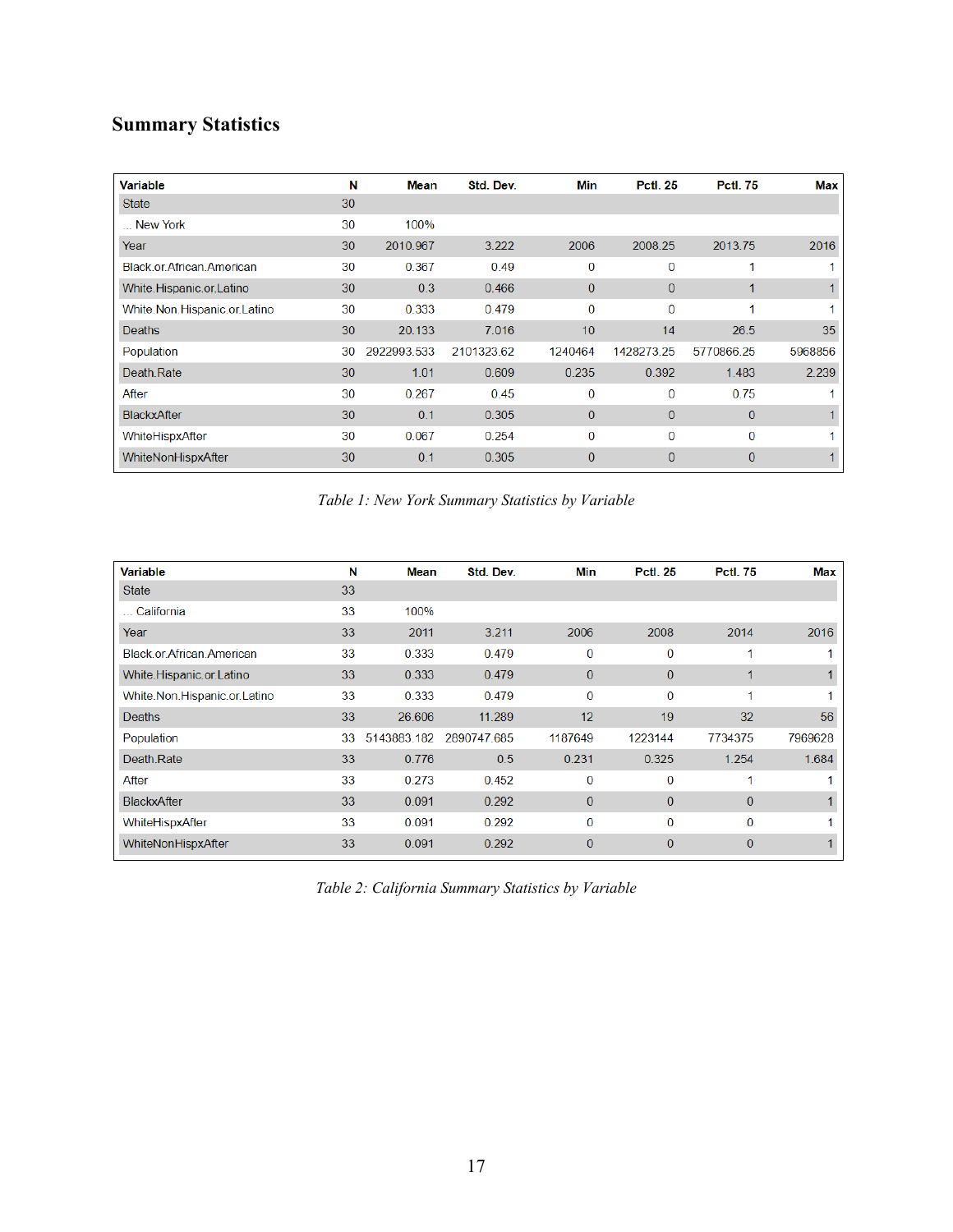## Summary Statistics

| Variable | N | Mean | Std. Dev. | Min | Pctl. 25 | Pctl. 75 | Max |
|---|---|---|---|---|---|---|---|
| State | 30 | | | | | | |
| ... New York | 30 | 100% | | | | | |
| Year | 30 | 2010.967 | 3.222 | 2006 | 2008.25 | 2013.75 | 2016 |
| Black.or.African.American | 30 | 0.367 | 0.49 | 0 | 0 | 1 | 1 |
| White.Hispanic.or.Latino | 30 | 0.3 | 0.466 | 0 | 0 | 1 | 1 |
| White.Non.Hispanic.or.Latino | 30 | 0.333 | 0.479 | 0 | 0 | 1 | 1 |
| Deaths | 30 | 20.133 | 7.016 | 10 | 14 | 26.5 | 35 |
| Population | 30 | 2922993.533 | 2101323.62 | 1240464 | 1428273.25 | 5770866.25 | 5968856 |
| Death.Rate | 30 | 1.01 | 0.609 | 0.235 | 0.392 | 1.483 | 2.239 |
| After | 30 | 0.267 | 0.45 | 0 | 0 | 0.75 | 1 |
| BlackxAfter | 30 | 0.1 | 0.305 | 0 | 0 | 0 | 1 |
| WhiteHispxAfter | 30 | 0.067 | 0.254 | 0 | 0 | 0 | 1 |
| WhiteNonHispxAfter | 30 | 0.1 | 0.305 | 0 | 0 | 0 | 1 |

*Table 1: New York Summary Statistics by Variable*

| Variable | N | Mean | Std. Dev. | Min | Pctl. 25 | Pctl. 75 | Max |
|---|---|---|---|---|---|---|---|
| State | 33 | | | | | | |
| ... California | 33 | 100% | | | | | |
| Year | 33 | 2011 | 3.211 | 2006 | 2008 | 2014 | 2016 |
| Black.or.African.American | 33 | 0.333 | 0.479 | 0 | 0 | 1 | 1 |
| White.Hispanic.or.Latino | 33 | 0.333 | 0.479 | 0 | 0 | 1 | 1 |
| White.Non.Hispanic.or.Latino | 33 | 0.333 | 0.479 | 0 | 0 | 1 | 1 |
| Deaths | 33 | 26.606 | 11.289 | 12 | 19 | 32 | 56 |
| Population | 33 | 5143883.182 | 2890747.685 | 1187649 | 1223144 | 7734375 | 7969628 |
| Death.Rate | 33 | 0.776 | 0.5 | 0.231 | 0.325 | 1.254 | 1.684 |
| After | 33 | 0.273 | 0.452 | 0 | 0 | 1 | 1 |
| BlackxAfter | 33 | 0.091 | 0.292 | 0 | 0 | 0 | 1 |
| WhiteHispxAfter | 33 | 0.091 | 0.292 | 0 | 0 | 0 | 1 |
| WhiteNonHispxAfter | 33 | 0.091 | 0.292 | 0 | 0 | 0 | 1 |

*Table 2: California Summary Statistics by Variable*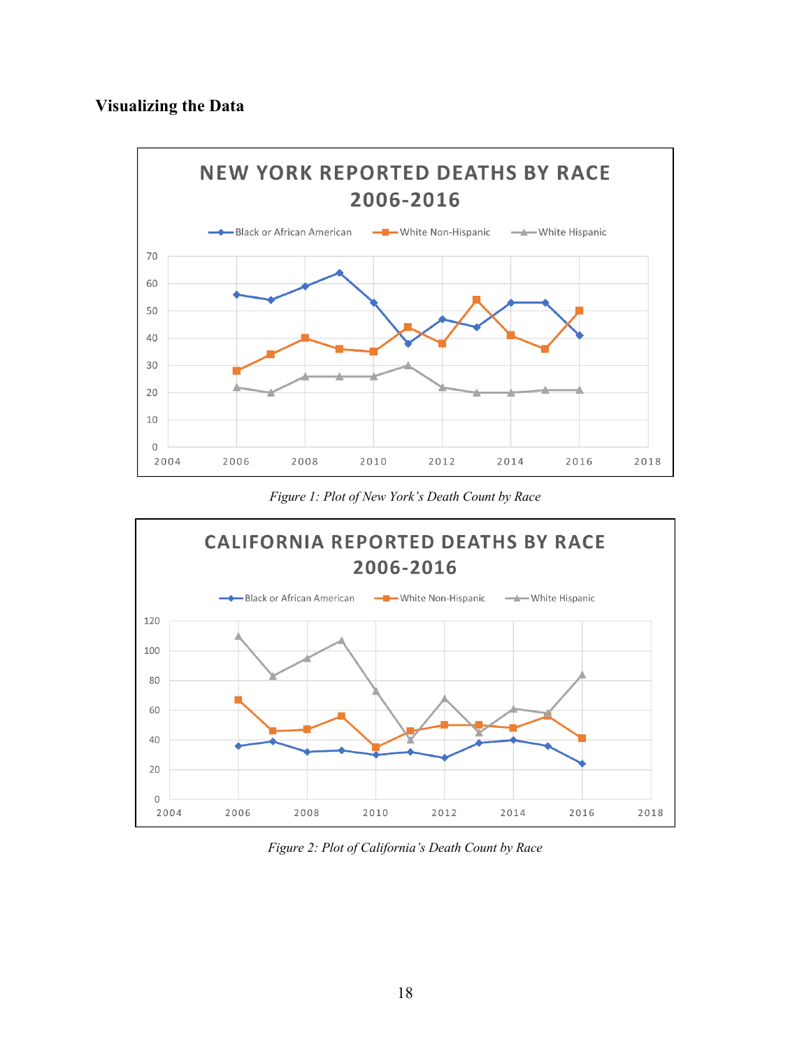## Visualizing the Data

*Figure 1: Plot of New York's Death Count by Race*

*Figure 2: Plot of California's Death Count by Race*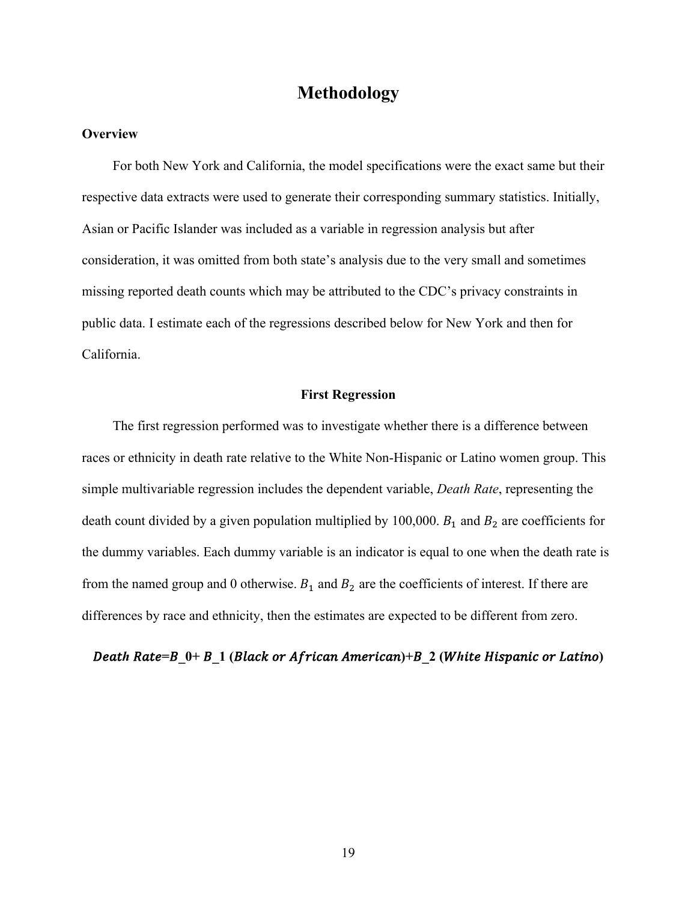# Methodology

## Overview

For both New York and California, the model specifications were the exact same but their respective data extracts were used to generate their corresponding summary statistics. Initially, Asian or Pacific Islander was included as a variable in regression analysis but after consideration, it was omitted from both state's analysis due to the very small and sometimes missing reported death counts which may be attributed to the CDC's privacy constraints in public data. I estimate each of the regressions described below for New York and then for California.

### First Regression

The first regression performed was to investigate whether there is a difference between races or ethnicity in death rate relative to the White Non-Hispanic or Latino women group. This simple multivariable regression includes the dependent variable, *Death Rate*, representing the death count divided by a given population multiplied by 100,000. $B_1$ and $B_2$ are coefficients for the dummy variables. Each dummy variable is an indicator is equal to one when the death rate is from the named group and 0 otherwise. $B_1$ and $B_2$ are the coefficients of interest. If there are differences by race and ethnicity, then the estimates are expected to be different from zero.

$$Death\ Rate = B_0 + B_1\ (Black\ or\ African\ American) + B_2\ (White\ Hispanic\ or\ Latino)$$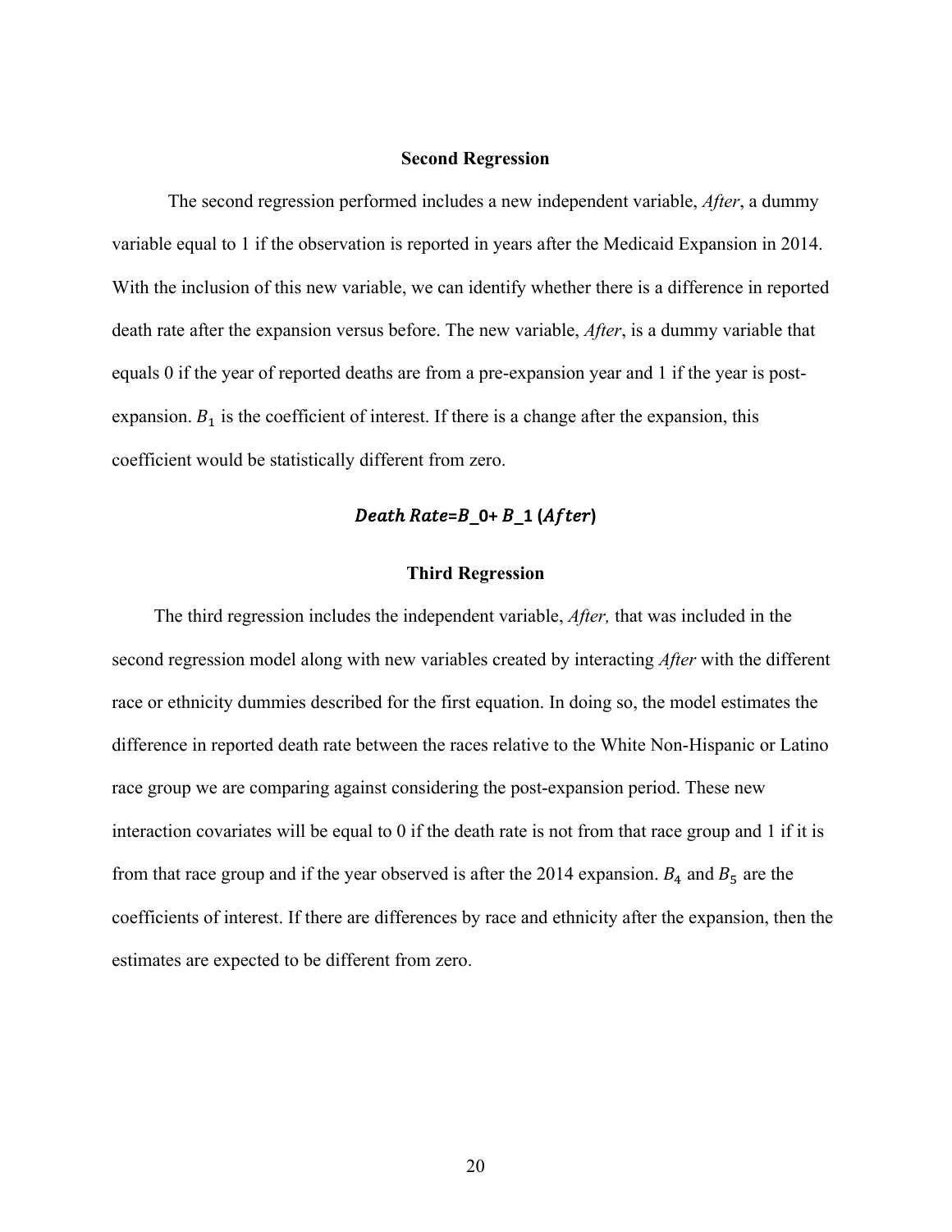### Second Regression

The second regression performed includes a new independent variable, *After*, a dummy variable equal to 1 if the observation is reported in years after the Medicaid Expansion in 2014. With the inclusion of this new variable, we can identify whether there is a difference in reported death rate after the expansion versus before. The new variable, *After*, is a dummy variable that equals 0 if the year of reported deaths are from a pre-expansion year and 1 if the year is post-expansion. $B_1$ is the coefficient of interest. If there is a change after the expansion, this coefficient would be statistically different from zero.

$$Death\ Rate = B\_0 + B\_1\ (After)$$

### Third Regression

The third regression includes the independent variable, *After,* that was included in the second regression model along with new variables created by interacting *After* with the different race or ethnicity dummies described for the first equation. In doing so, the model estimates the difference in reported death rate between the races relative to the White Non-Hispanic or Latino race group we are comparing against considering the post-expansion period. These new interaction covariates will be equal to 0 if the death rate is not from that race group and 1 if it is from that race group and if the year observed is after the 2014 expansion. $B_4$ and $B_5$ are the coefficients of interest. If there are differences by race and ethnicity after the expansion, then the estimates are expected to be different from zero.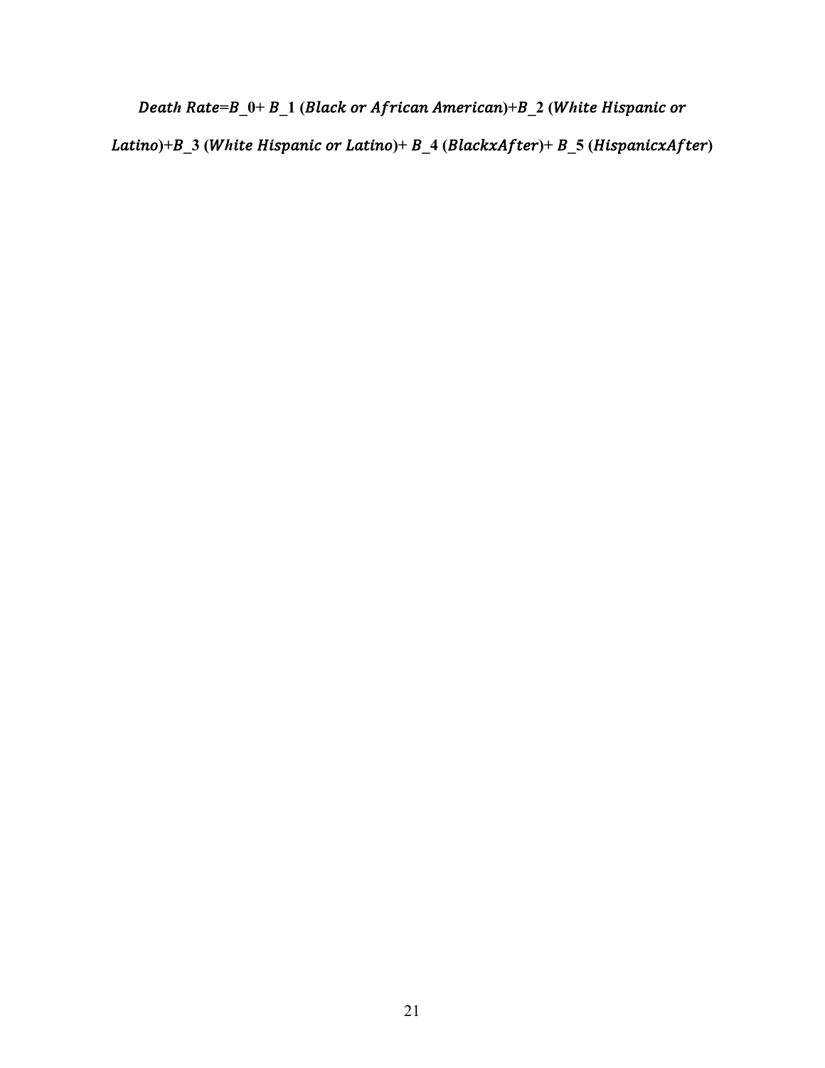$$Death\ Rate = B\_0 + B\_1\ (Black\ or\ African\ American) + B\_2\ (White\ Hispanic\ or\ Latino) + B\_3\ (White\ Hispanic\ or\ Latino) + B\_4\ (BlackxAfter) + B\_5\ (HispanicxAfter)$$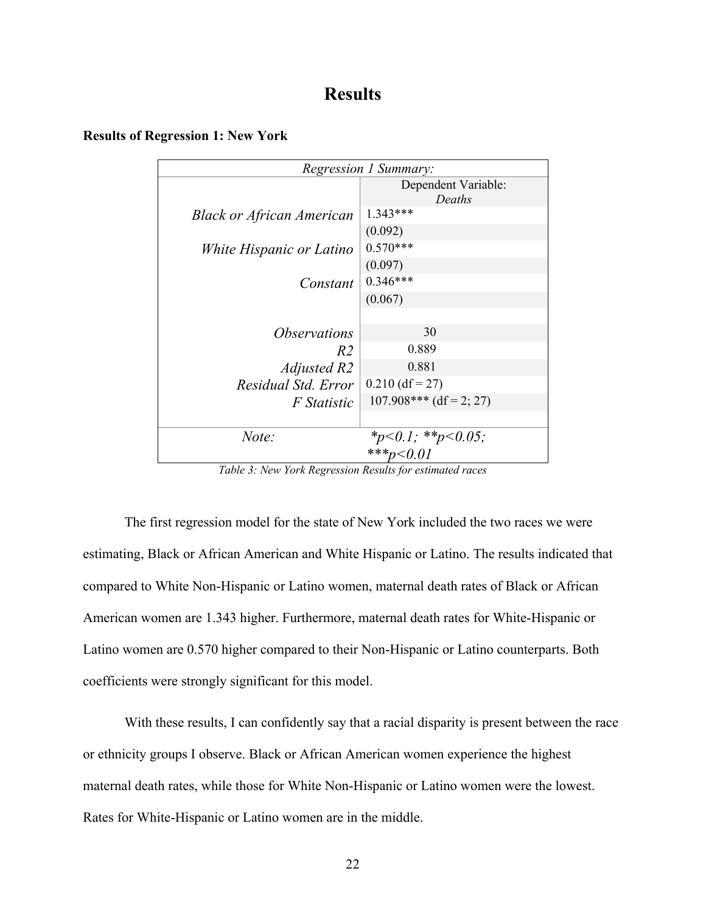# Results

**Results of Regression 1: New York**

| *Regression 1 Summary:* | |
|---|---|
| | Dependent Variable: *Deaths* |
| *Black or African American* | 1.343*** |
| | (0.092) |
| *White Hispanic or Latino* | 0.570*** |
| | (0.097) |
| *Constant* | 0.346*** |
| | (0.067) |
| | |
| *Observations* | 30 |
| *R2* | 0.889 |
| *Adjusted R2* | 0.881 |
| *Residual Std. Error* | 0.210 (df = 27) |
| *F Statistic* | 107.908*** (df = 2; 27) |
| | |
| *Note:* | *\*p<0.1; \*\*p<0.05; \*\*\*p<0.01* |

*Table 3: New York Regression Results for estimated races*

The first regression model for the state of New York included the two races we were estimating, Black or African American and White Hispanic or Latino. The results indicated that compared to White Non-Hispanic or Latino women, maternal death rates of Black or African American women are 1.343 higher. Furthermore, maternal death rates for White-Hispanic or Latino women are 0.570 higher compared to their Non-Hispanic or Latino counterparts. Both coefficients were strongly significant for this model.

With these results, I can confidently say that a racial disparity is present between the race or ethnicity groups I observe. Black or African American women experience the highest maternal death rates, while those for White Non-Hispanic or Latino women were the lowest. Rates for White-Hispanic or Latino women are in the middle.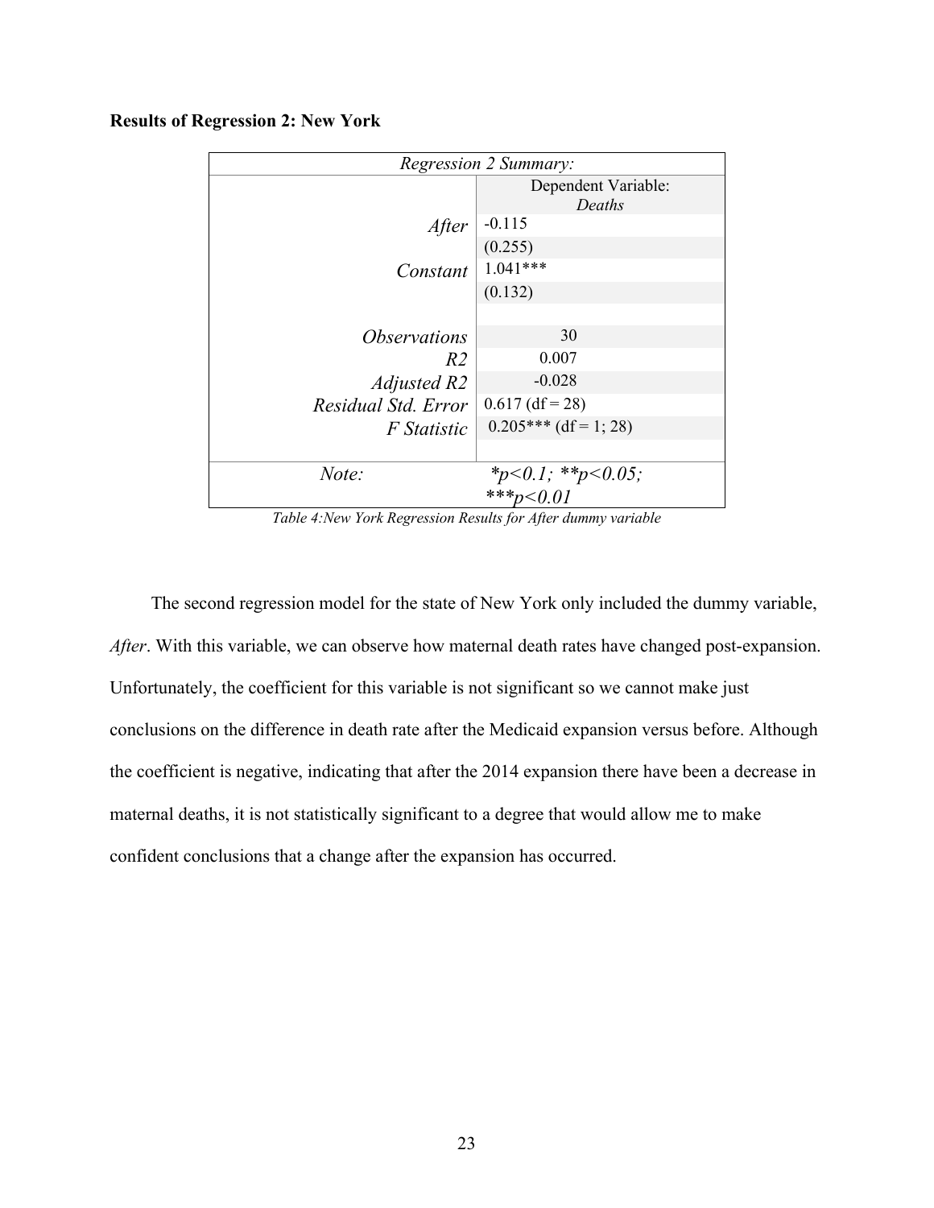**Results of Regression 2: New York**

| *Regression 2 Summary:* | |
|---|---|
| | Dependent Variable: *Deaths* |
| *After* | -0.115 |
| | (0.255) |
| *Constant* | 1.041*** |
| | (0.132) |
| | |
| *Observations* | 30 |
| *R2* | 0.007 |
| *Adjusted R2* | -0.028 |
| *Residual Std. Error* | 0.617 (df = 28) |
| *F Statistic* | 0.205*** (df = 1; 28) |
| | |
| *Note:* | *\*p<0.1; \*\*p<0.05; \*\*\*p<0.01* |

*Table 4:New York Regression Results for After dummy variable*

The second regression model for the state of New York only included the dummy variable, *After*. With this variable, we can observe how maternal death rates have changed post-expansion. Unfortunately, the coefficient for this variable is not significant so we cannot make just conclusions on the difference in death rate after the Medicaid expansion versus before. Although the coefficient is negative, indicating that after the 2014 expansion there have been a decrease in maternal deaths, it is not statistically significant to a degree that would allow me to make confident conclusions that a change after the expansion has occurred.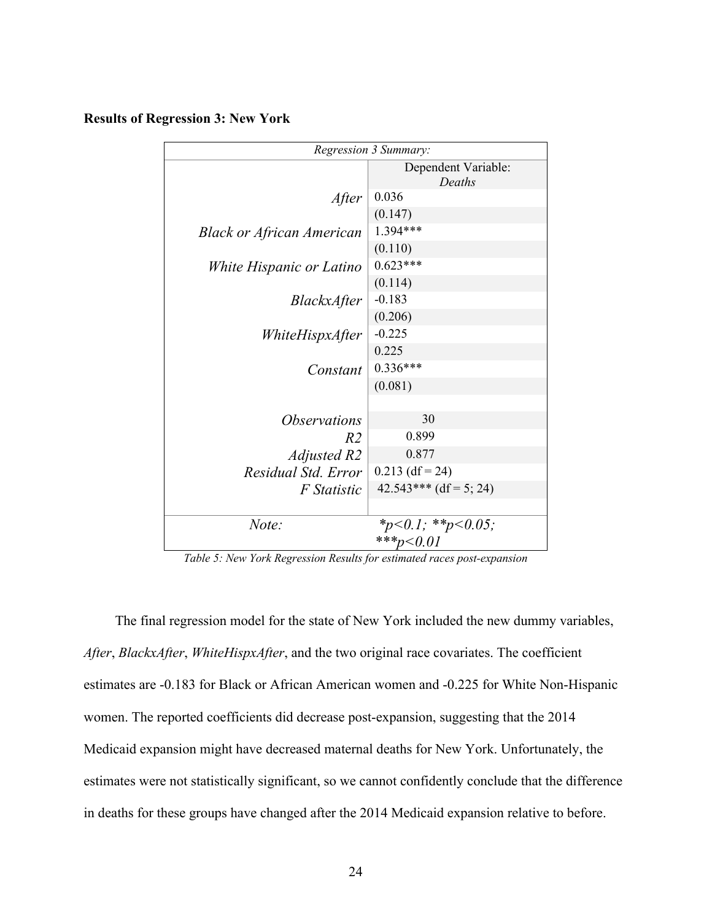**Results of Regression 3: New York**

| *Regression 3 Summary:* | |
|---|---|
| | Dependent Variable: *Deaths* |
| *After* | 0.036 |
| | (0.147) |
| *Black or African American* | 1.394*** |
| | (0.110) |
| *White Hispanic or Latino* | 0.623*** |
| | (0.114) |
| *BlackxAfter* | -0.183 |
| | (0.206) |
| *WhiteHispxAfter* | -0.225 |
| | 0.225 |
| *Constant* | 0.336*** |
| | (0.081) |
| | |
| *Observations* | 30 |
| *R2* | 0.899 |
| *Adjusted R2* | 0.877 |
| *Residual Std. Error* | 0.213 (df = 24) |
| *F Statistic* | 42.543*** (df = 5; 24) |
| | |
| *Note:* | *\*p<0.1; \*\*p<0.05; \*\*\*p<0.01* |

*Table 5: New York Regression Results for estimated races post-expansion*

The final regression model for the state of New York included the new dummy variables, *After*, *BlackxAfter*, *WhiteHispxAfter*, and the two original race covariates. The coefficient estimates are -0.183 for Black or African American women and -0.225 for White Non-Hispanic women. The reported coefficients did decrease post-expansion, suggesting that the 2014 Medicaid expansion might have decreased maternal deaths for New York. Unfortunately, the estimates were not statistically significant, so we cannot confidently conclude that the difference in deaths for these groups have changed after the 2014 Medicaid expansion relative to before.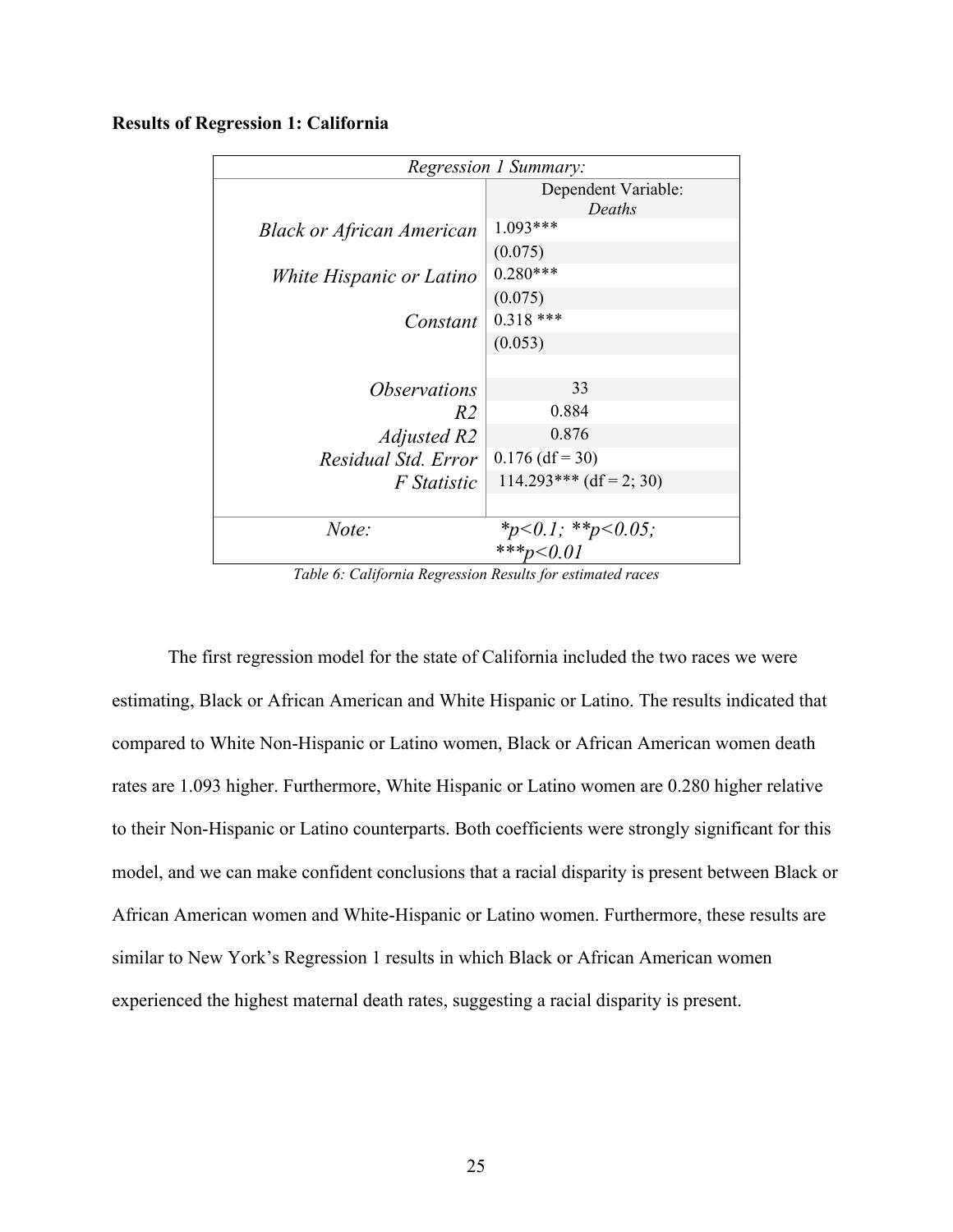**Results of Regression 1: California**

| *Regression 1 Summary:* | |
|---|---|
| | Dependent Variable: *Deaths* |
| *Black or African American* | 1.093*** |
| | (0.075) |
| *White Hispanic or Latino* | 0.280*** |
| | (0.075) |
| *Constant* | 0.318 *** |
| | (0.053) |
| | |
| *Observations* | 33 |
| *R2* | 0.884 |
| *Adjusted R2* | 0.876 |
| *Residual Std. Error* | 0.176 (df = 30) |
| *F Statistic* | 114.293*** (df = 2; 30) |
| | |
| *Note:* | *\*p<0.1; \*\*p<0.05; \*\*\*p<0.01* |

*Table 6: California Regression Results for estimated races*

The first regression model for the state of California included the two races we were estimating, Black or African American and White Hispanic or Latino. The results indicated that compared to White Non-Hispanic or Latino women, Black or African American women death rates are 1.093 higher. Furthermore, White Hispanic or Latino women are 0.280 higher relative to their Non-Hispanic or Latino counterparts. Both coefficients were strongly significant for this model, and we can make confident conclusions that a racial disparity is present between Black or African American women and White-Hispanic or Latino women. Furthermore, these results are similar to New York's Regression 1 results in which Black or African American women experienced the highest maternal death rates, suggesting a racial disparity is present.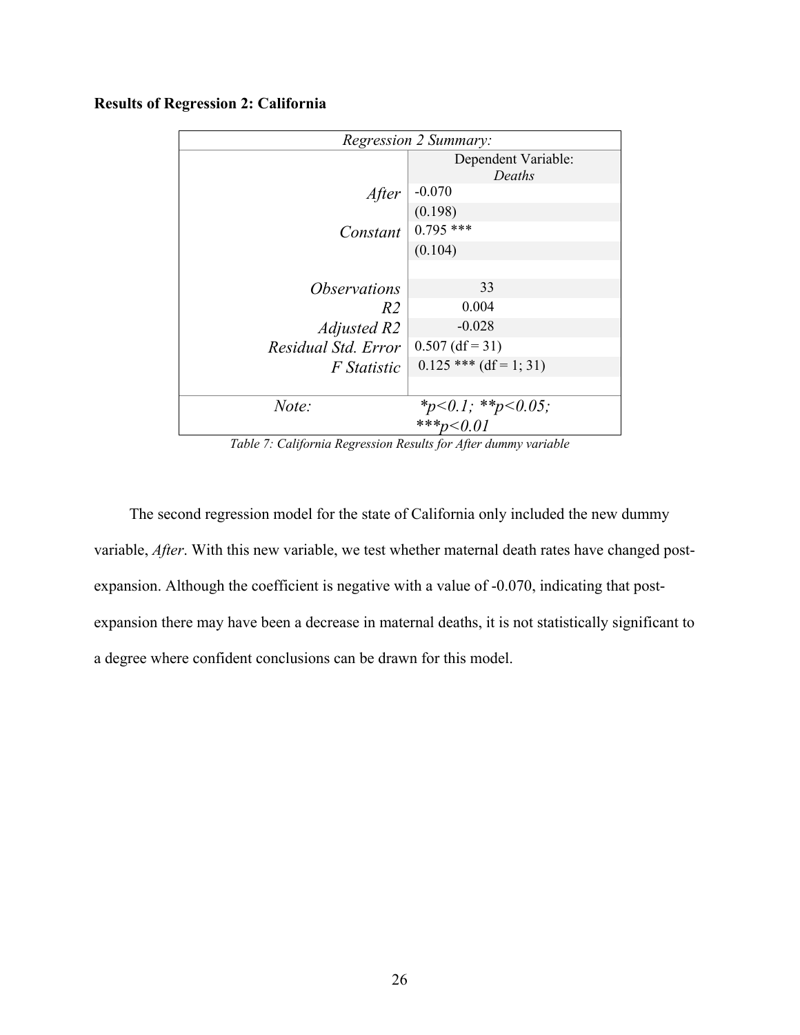**Results of Regression 2: California**

| *Regression 2 Summary:* | |
|---|---|
| | Dependent Variable: *Deaths* |
| *After* | -0.070 |
| | (0.198) |
| *Constant* | 0.795 *** |
| | (0.104) |
| | |
| *Observations* | 33 |
| *R2* | 0.004 |
| *Adjusted R2* | -0.028 |
| *Residual Std. Error* | 0.507 (df = 31) |
| *F Statistic* | 0.125 *** (df = 1; 31) |
| | |
| *Note:* | **p<0.1; **p<0.05; ***p<0.01* |

*Table 7: California Regression Results for After dummy variable*

The second regression model for the state of California only included the new dummy variable, *After*. With this new variable, we test whether maternal death rates have changed post-expansion. Although the coefficient is negative with a value of -0.070, indicating that post-expansion there may have been a decrease in maternal deaths, it is not statistically significant to a degree where confident conclusions can be drawn for this model.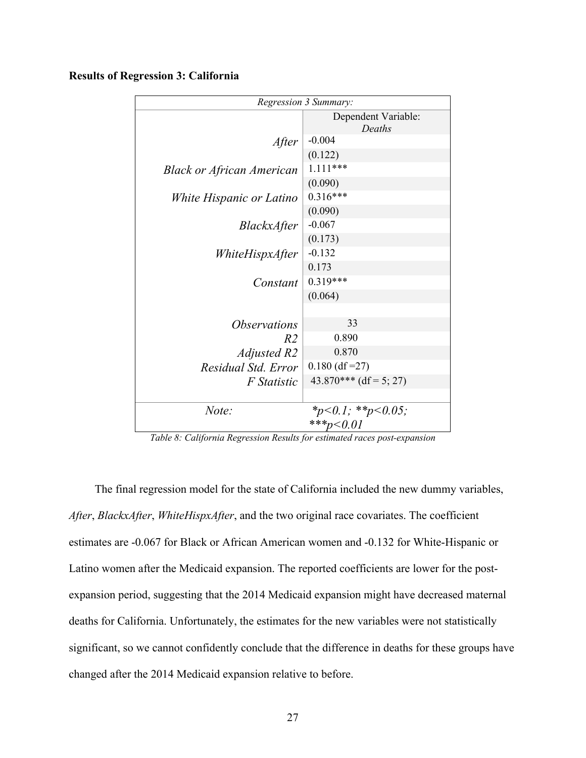**Results of Regression 3: California**

| *Regression 3 Summary:* | |
|---|---|
| | Dependent Variable: *Deaths* |
| *After* | -0.004 |
| | (0.122) |
| *Black or African American* | 1.111*** |
| | (0.090) |
| *White Hispanic or Latino* | 0.316*** |
| | (0.090) |
| *BlackxAfter* | -0.067 |
| | (0.173) |
| *WhiteHispxAfter* | -0.132 |
| | 0.173 |
| *Constant* | 0.319*** |
| | (0.064) |
| | |
| *Observations* | 33 |
| *R2* | 0.890 |
| *Adjusted R2* | 0.870 |
| *Residual Std. Error* | 0.180 (df =27) |
| *F Statistic* | 43.870*** (df = 5; 27) |
| | |
| *Note:* | *\*p<0.1; \*\*p<0.05; \*\*\*p<0.01* |

*Table 8: California Regression Results for estimated races post-expansion*

The final regression model for the state of California included the new dummy variables, *After*, *BlackxAfter*, *WhiteHispxAfter*, and the two original race covariates. The coefficient estimates are -0.067 for Black or African American women and -0.132 for White-Hispanic or Latino women after the Medicaid expansion. The reported coefficients are lower for the post-expansion period, suggesting that the 2014 Medicaid expansion might have decreased maternal deaths for California. Unfortunately, the estimates for the new variables were not statistically significant, so we cannot confidently conclude that the difference in deaths for these groups have changed after the 2014 Medicaid expansion relative to before.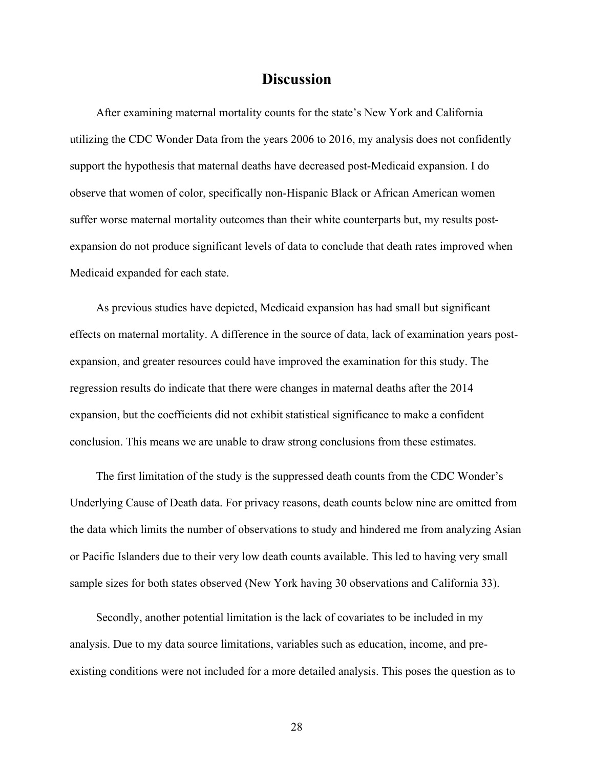# Discussion

After examining maternal mortality counts for the state's New York and California utilizing the CDC Wonder Data from the years 2006 to 2016, my analysis does not confidently support the hypothesis that maternal deaths have decreased post-Medicaid expansion. I do observe that women of color, specifically non-Hispanic Black or African American women suffer worse maternal mortality outcomes than their white counterparts but, my results post-expansion do not produce significant levels of data to conclude that death rates improved when Medicaid expanded for each state.

As previous studies have depicted, Medicaid expansion has had small but significant effects on maternal mortality. A difference in the source of data, lack of examination years post-expansion, and greater resources could have improved the examination for this study. The regression results do indicate that there were changes in maternal deaths after the 2014 expansion, but the coefficients did not exhibit statistical significance to make a confident conclusion. This means we are unable to draw strong conclusions from these estimates.

The first limitation of the study is the suppressed death counts from the CDC Wonder's Underlying Cause of Death data. For privacy reasons, death counts below nine are omitted from the data which limits the number of observations to study and hindered me from analyzing Asian or Pacific Islanders due to their very low death counts available. This led to having very small sample sizes for both states observed (New York having 30 observations and California 33).

Secondly, another potential limitation is the lack of covariates to be included in my analysis. Due to my data source limitations, variables such as education, income, and pre-existing conditions were not included for a more detailed analysis. This poses the question as to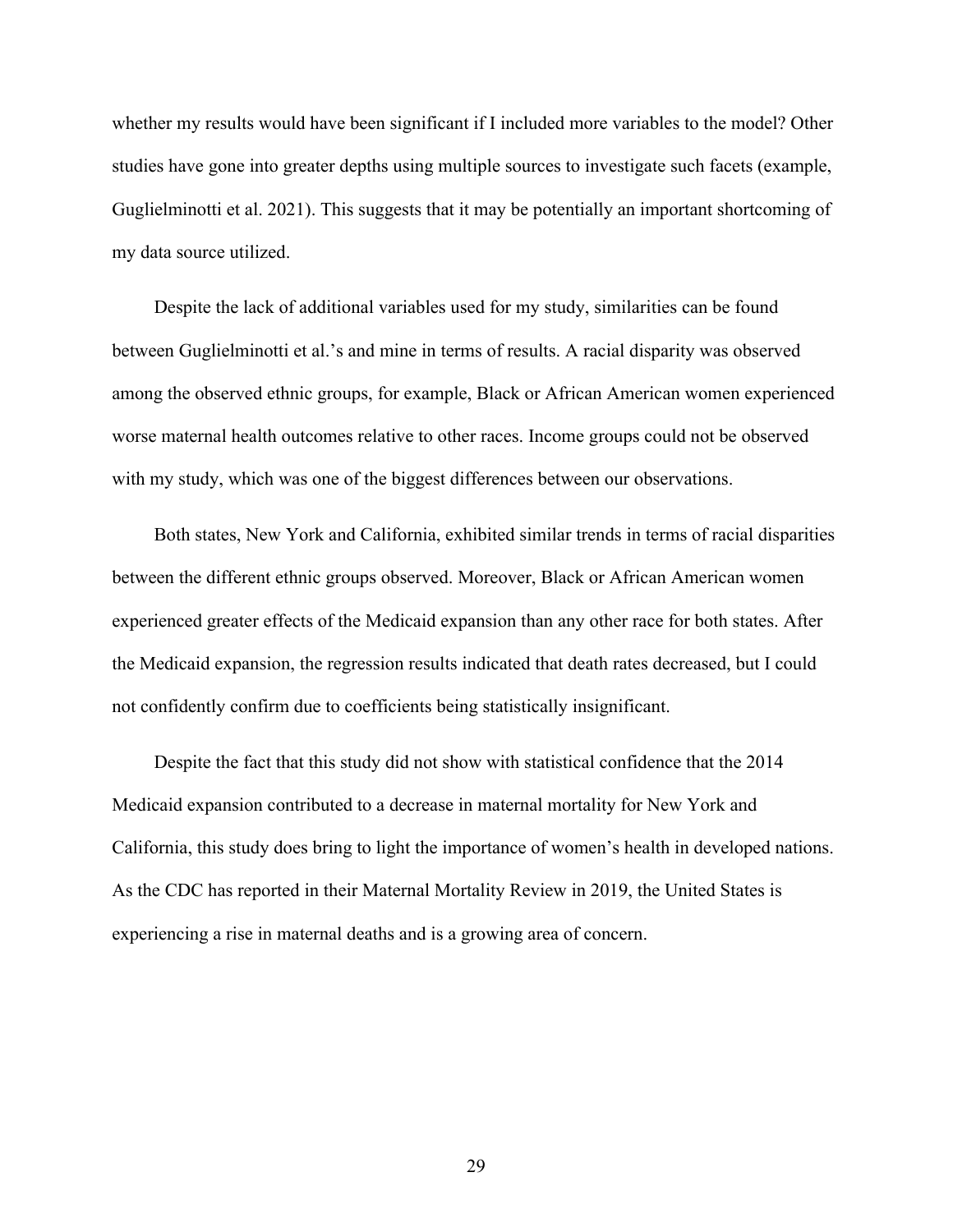whether my results would have been significant if I included more variables to the model? Other studies have gone into greater depths using multiple sources to investigate such facets (example, Guglielminotti et al. 2021). This suggests that it may be potentially an important shortcoming of my data source utilized.

Despite the lack of additional variables used for my study, similarities can be found between Guglielminotti et al.'s and mine in terms of results. A racial disparity was observed among the observed ethnic groups, for example, Black or African American women experienced worse maternal health outcomes relative to other races. Income groups could not be observed with my study, which was one of the biggest differences between our observations.

Both states, New York and California, exhibited similar trends in terms of racial disparities between the different ethnic groups observed. Moreover, Black or African American women experienced greater effects of the Medicaid expansion than any other race for both states. After the Medicaid expansion, the regression results indicated that death rates decreased, but I could not confidently confirm due to coefficients being statistically insignificant.

Despite the fact that this study did not show with statistical confidence that the 2014 Medicaid expansion contributed to a decrease in maternal mortality for New York and California, this study does bring to light the importance of women's health in developed nations. As the CDC has reported in their Maternal Mortality Review in 2019, the United States is experiencing a rise in maternal deaths and is a growing area of concern.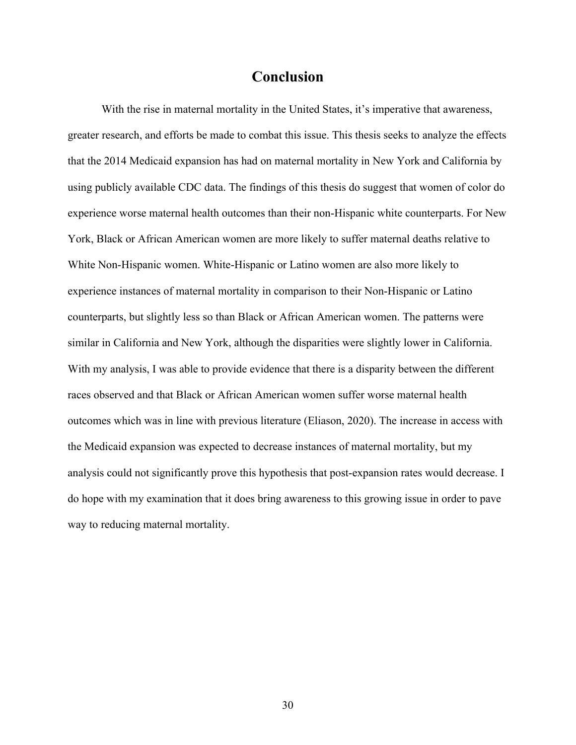# Conclusion

With the rise in maternal mortality in the United States, it's imperative that awareness, greater research, and efforts be made to combat this issue. This thesis seeks to analyze the effects that the 2014 Medicaid expansion has had on maternal mortality in New York and California by using publicly available CDC data. The findings of this thesis do suggest that women of color do experience worse maternal health outcomes than their non-Hispanic white counterparts. For New York, Black or African American women are more likely to suffer maternal deaths relative to White Non-Hispanic women. White-Hispanic or Latino women are also more likely to experience instances of maternal mortality in comparison to their Non-Hispanic or Latino counterparts, but slightly less so than Black or African American women. The patterns were similar in California and New York, although the disparities were slightly lower in California. With my analysis, I was able to provide evidence that there is a disparity between the different races observed and that Black or African American women suffer worse maternal health outcomes which was in line with previous literature (Eliason, 2020). The increase in access with the Medicaid expansion was expected to decrease instances of maternal mortality, but my analysis could not significantly prove this hypothesis that post-expansion rates would decrease. I do hope with my examination that it does bring awareness to this growing issue in order to pave way to reducing maternal mortality.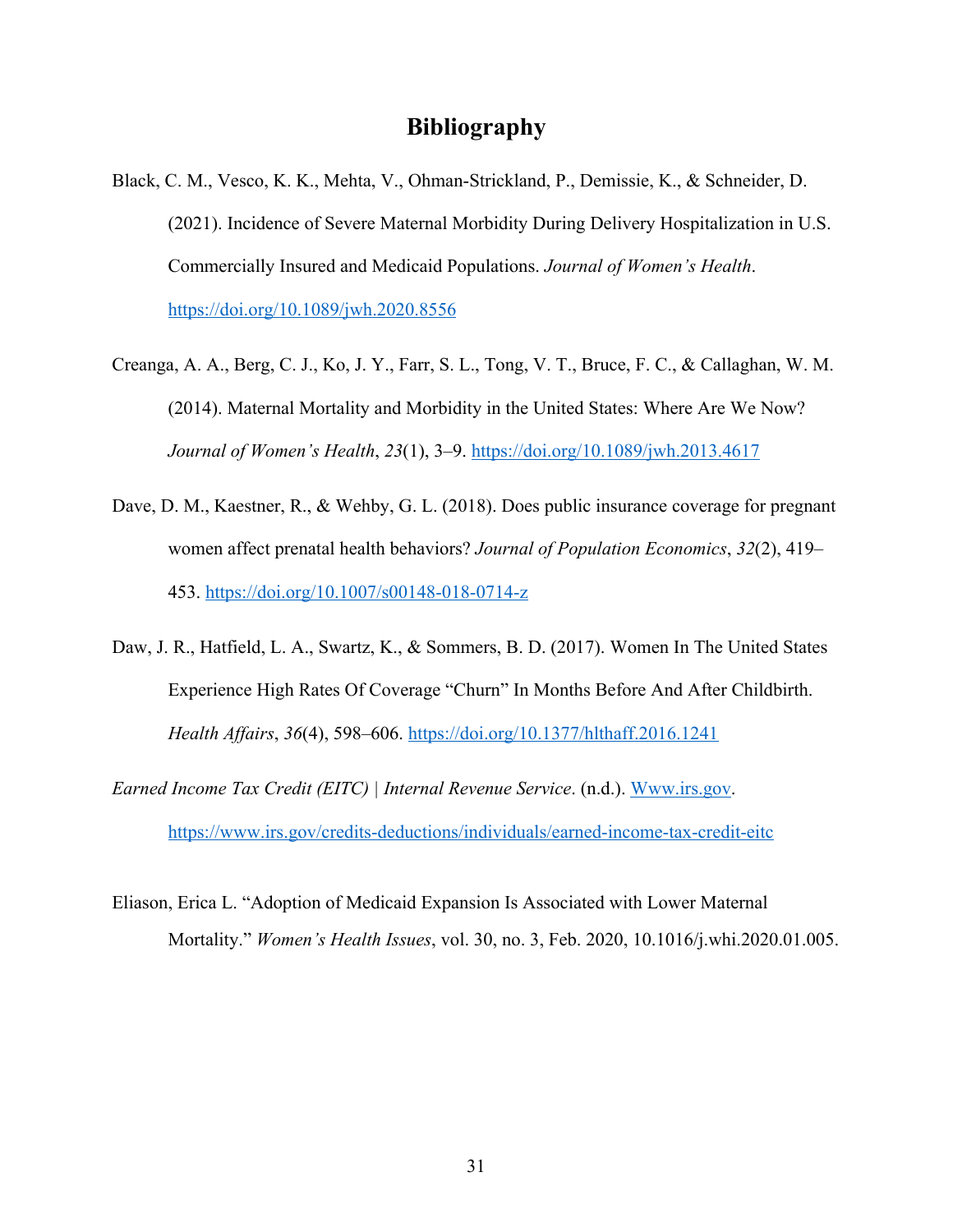# Bibliography

Black, C. M., Vesco, K. K., Mehta, V., Ohman-Strickland, P., Demissie, K., & Schneider, D. (2021). Incidence of Severe Maternal Morbidity During Delivery Hospitalization in U.S. Commercially Insured and Medicaid Populations. *Journal of Women's Health*. https://doi.org/10.1089/jwh.2020.8556

Creanga, A. A., Berg, C. J., Ko, J. Y., Farr, S. L., Tong, V. T., Bruce, F. C., & Callaghan, W. M. (2014). Maternal Mortality and Morbidity in the United States: Where Are We Now? *Journal of Women's Health*, *23*(1), 3–9. https://doi.org/10.1089/jwh.2013.4617

Dave, D. M., Kaestner, R., & Wehby, G. L. (2018). Does public insurance coverage for pregnant women affect prenatal health behaviors? *Journal of Population Economics*, *32*(2), 419–453. https://doi.org/10.1007/s00148-018-0714-z

Daw, J. R., Hatfield, L. A., Swartz, K., & Sommers, B. D. (2017). Women In The United States Experience High Rates Of Coverage "Churn" In Months Before And After Childbirth. *Health Affairs*, *36*(4), 598–606. https://doi.org/10.1377/hlthaff.2016.1241

*Earned Income Tax Credit (EITC) | Internal Revenue Service*. (n.d.). Www.irs.gov. https://www.irs.gov/credits-deductions/individuals/earned-income-tax-credit-eitc

Eliason, Erica L. "Adoption of Medicaid Expansion Is Associated with Lower Maternal Mortality." *Women's Health Issues*, vol. 30, no. 3, Feb. 2020, 10.1016/j.whi.2020.01.005.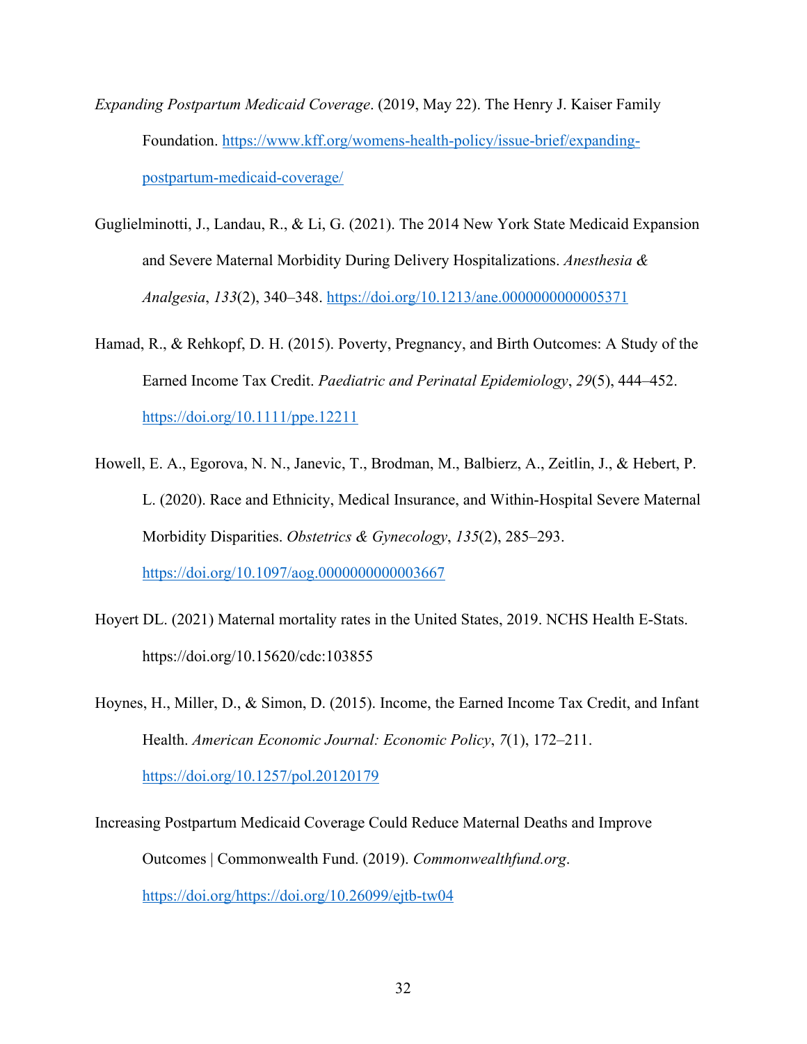*Expanding Postpartum Medicaid Coverage*. (2019, May 22). The Henry J. Kaiser Family Foundation. https://www.kff.org/womens-health-policy/issue-brief/expanding-postpartum-medicaid-coverage/

Guglielminotti, J., Landau, R., & Li, G. (2021). The 2014 New York State Medicaid Expansion and Severe Maternal Morbidity During Delivery Hospitalizations. *Anesthesia & Analgesia*, *133*(2), 340–348. https://doi.org/10.1213/ane.0000000000005371

Hamad, R., & Rehkopf, D. H. (2015). Poverty, Pregnancy, and Birth Outcomes: A Study of the Earned Income Tax Credit. *Paediatric and Perinatal Epidemiology*, *29*(5), 444–452. https://doi.org/10.1111/ppe.12211

Howell, E. A., Egorova, N. N., Janevic, T., Brodman, M., Balbierz, A., Zeitlin, J., & Hebert, P. L. (2020). Race and Ethnicity, Medical Insurance, and Within-Hospital Severe Maternal Morbidity Disparities. *Obstetrics & Gynecology*, *135*(2), 285–293. https://doi.org/10.1097/aog.0000000000003667

Hoyert DL. (2021) Maternal mortality rates in the United States, 2019. NCHS Health E-Stats. https://doi.org/10.15620/cdc:103855

Hoynes, H., Miller, D., & Simon, D. (2015). Income, the Earned Income Tax Credit, and Infant Health. *American Economic Journal: Economic Policy*, *7*(1), 172–211. https://doi.org/10.1257/pol.20120179

Increasing Postpartum Medicaid Coverage Could Reduce Maternal Deaths and Improve Outcomes | Commonwealth Fund. (2019). *Commonwealthfund.org*. https://doi.org/https://doi.org/10.26099/ejtb-tw04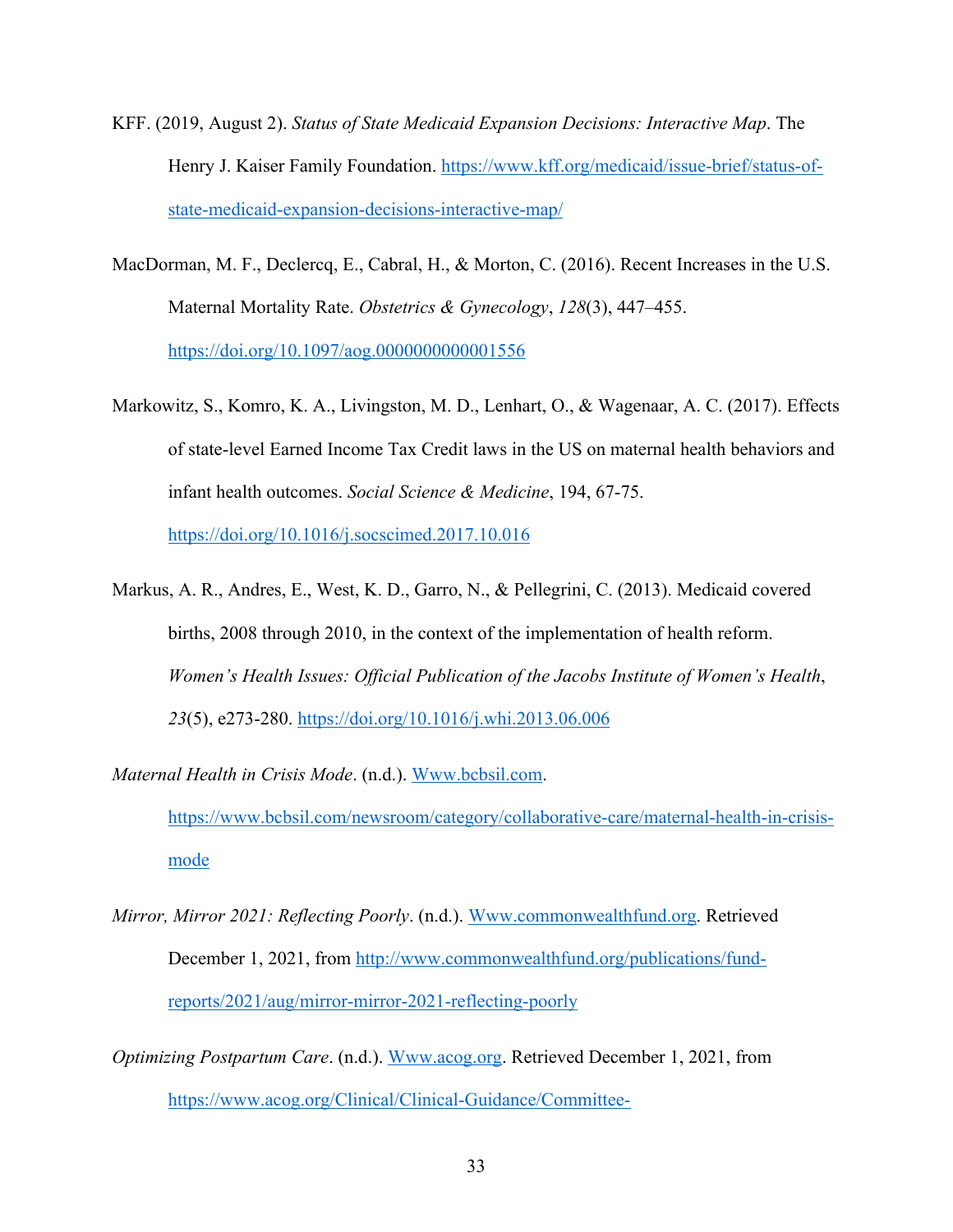KFF. (2019, August 2). *Status of State Medicaid Expansion Decisions: Interactive Map*. The Henry J. Kaiser Family Foundation. https://www.kff.org/medicaid/issue-brief/status-of-state-medicaid-expansion-decisions-interactive-map/

MacDorman, M. F., Declercq, E., Cabral, H., & Morton, C. (2016). Recent Increases in the U.S. Maternal Mortality Rate. *Obstetrics & Gynecology*, *128*(3), 447–455. https://doi.org/10.1097/aog.0000000000001556

Markowitz, S., Komro, K. A., Livingston, M. D., Lenhart, O., & Wagenaar, A. C. (2017). Effects of state-level Earned Income Tax Credit laws in the US on maternal health behaviors and infant health outcomes. *Social Science & Medicine*, 194, 67-75. https://doi.org/10.1016/j.socscimed.2017.10.016

Markus, A. R., Andres, E., West, K. D., Garro, N., & Pellegrini, C. (2013). Medicaid covered births, 2008 through 2010, in the context of the implementation of health reform. *Women's Health Issues: Official Publication of the Jacobs Institute of Women's Health*, *23*(5), e273-280. https://doi.org/10.1016/j.whi.2013.06.006

*Maternal Health in Crisis Mode*. (n.d.). Www.bcbsil.com. https://www.bcbsil.com/newsroom/category/collaborative-care/maternal-health-in-crisis-mode

*Mirror, Mirror 2021: Reflecting Poorly*. (n.d.). Www.commonwealthfund.org. Retrieved December 1, 2021, from http://www.commonwealthfund.org/publications/fund-reports/2021/aug/mirror-mirror-2021-reflecting-poorly

*Optimizing Postpartum Care*. (n.d.). Www.acog.org. Retrieved December 1, 2021, from https://www.acog.org/Clinical/Clinical-Guidance/Committee-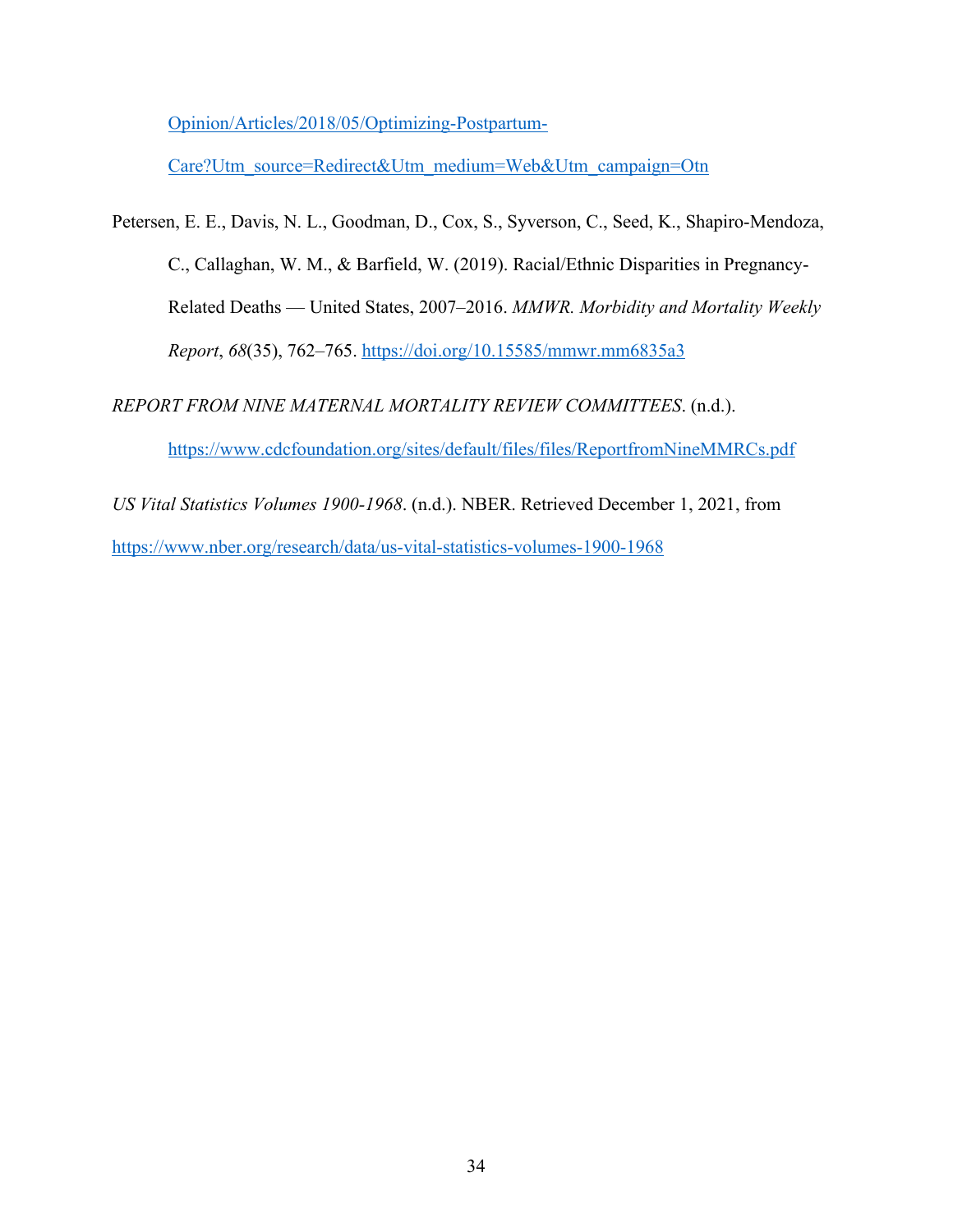Opinion/Articles/2018/05/Optimizing-Postpartum-Care?Utm_source=Redirect&Utm_medium=Web&Utm_campaign=Otn

Petersen, E. E., Davis, N. L., Goodman, D., Cox, S., Syverson, C., Seed, K., Shapiro-Mendoza, C., Callaghan, W. M., & Barfield, W. (2019). Racial/Ethnic Disparities in Pregnancy-Related Deaths — United States, 2007–2016. *MMWR. Morbidity and Mortality Weekly Report*, *68*(35), 762–765. https://doi.org/10.15585/mmwr.mm6835a3

*REPORT FROM NINE MATERNAL MORTALITY REVIEW COMMITTEES*. (n.d.). https://www.cdcfoundation.org/sites/default/files/files/ReportfromNineMMRCs.pdf

*US Vital Statistics Volumes 1900-1968*. (n.d.). NBER. Retrieved December 1, 2021, from https://www.nber.org/research/data/us-vital-statistics-volumes-1900-1968